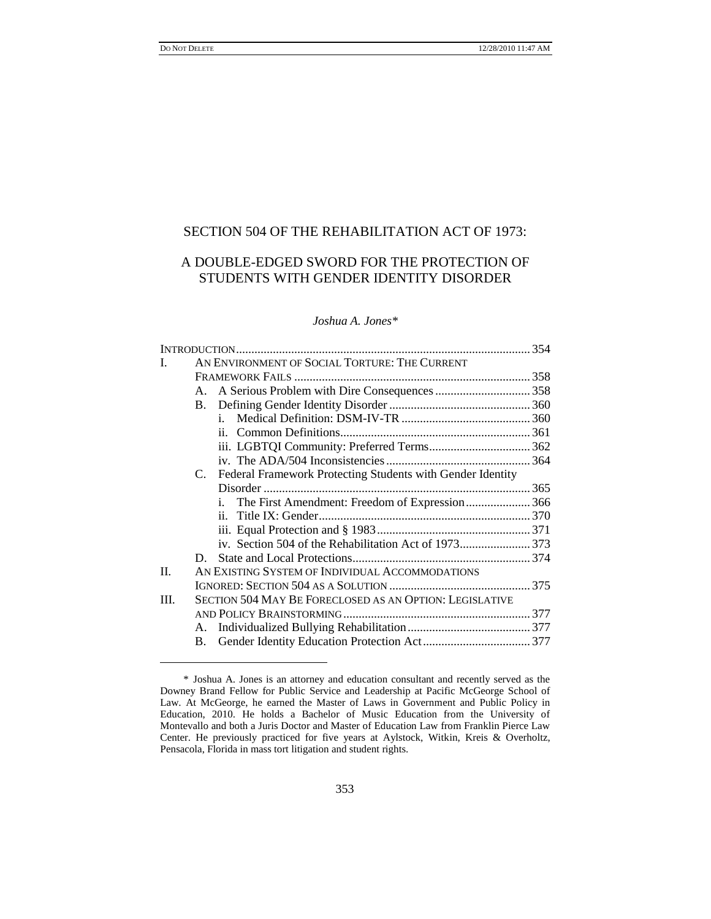# SECTION 504 OF THE REHABILITATION ACT OF 1973:

## A DOUBLE-EDGED SWORD FOR THE PROTECTION OF STUDENTS WITH GENDER IDENTITY DISORDER

*Joshua A. Jones\**

INTRODUCTION ........ 354

I. AN ENVIRONMENT OF SOCIAL TORTURE: THE CURRENT FRAMEWORK FAILS ........ 358
   - A. A Serious Problem with Dire Consequences ........ 358
   - B. Defining Gender Identity Disorder ........ 360
     - i. Medical Definition: DSM-IV-TR ........ 360
     - ii. Common Definitions ........ 361
     - iii. LGBTQI Community: Preferred Terms ........ 362
     - iv. The ADA/504 Inconsistencies ........ 364
   - C. Federal Framework Protecting Students with Gender Identity Disorder ........ 365
     - i. The First Amendment: Freedom of Expression ........ 366
     - ii. Title IX: Gender ........ 370
     - iii. Equal Protection and § 1983 ........ 371
     - iv. Section 504 of the Rehabilitation Act of 1973 ........ 373
   - D. State and Local Protections ........ 374

II. AN EXISTING SYSTEM OF INDIVIDUAL ACCOMMODATIONS IGNORED: SECTION 504 AS A SOLUTION ........ 375

III. SECTION 504 MAY BE FORECLOSED AS AN OPTION: LEGISLATIVE AND POLICY BRAINSTORMING ........ 377
   - A. Individualized Bullying Rehabilitation ........ 377
   - B. Gender Identity Education Protection Act ........ 377

---

\* Joshua A. Jones is an attorney and education consultant and recently served as the Downey Brand Fellow for Public Service and Leadership at Pacific McGeorge School of Law. At McGeorge, he earned the Master of Laws in Government and Public Policy in Education, 2010. He holds a Bachelor of Music Education from the University of Montevallo and both a Juris Doctor and Master of Education Law from Franklin Pierce Law Center. He previously practiced for five years at Aylstock, Witkin, Kreis & Overholtz, Pensacola, Florida in mass tort litigation and student rights.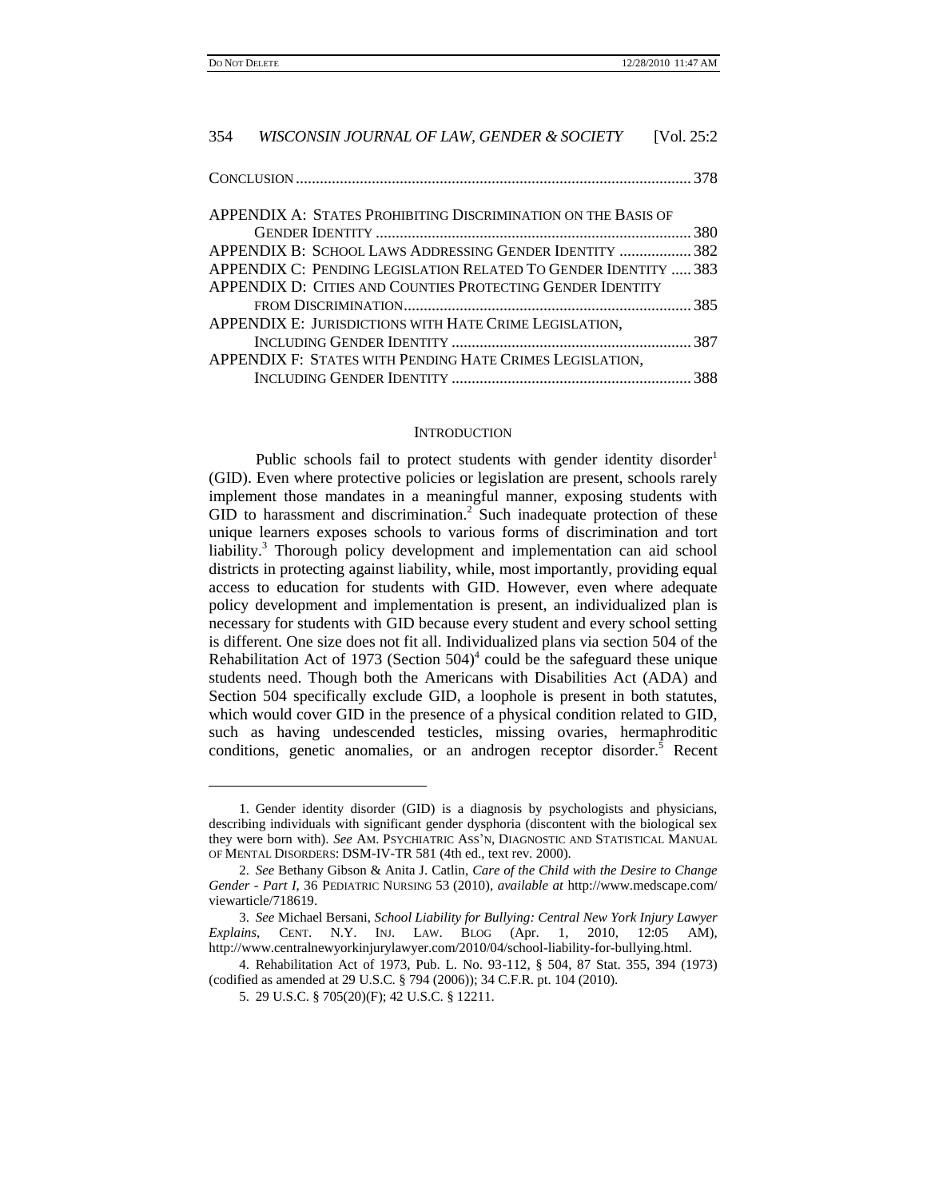CONCLUSION .................................................................................................. 378

APPENDIX A: STATES PROHIBITING DISCRIMINATION ON THE BASIS OF GENDER IDENTITY .............................................................................. 380
APPENDIX B: SCHOOL LAWS ADDRESSING GENDER IDENTITY .................. 382
APPENDIX C: PENDING LEGISLATION RELATED TO GENDER IDENTITY ..... 383
APPENDIX D: CITIES AND COUNTIES PROTECTING GENDER IDENTITY FROM DISCRIMINATION ........................................................................ 385
APPENDIX E: JURISDICTIONS WITH HATE CRIME LEGISLATION, INCLUDING GENDER IDENTITY ............................................................ 387
APPENDIX F: STATES WITH PENDING HATE CRIMES LEGISLATION, INCLUDING GENDER IDENTITY ............................................................ 388

## INTRODUCTION

Public schools fail to protect students with gender identity disorder[1] (GID). Even where protective policies or legislation are present, schools rarely implement those mandates in a meaningful manner, exposing students with GID to harassment and discrimination.[2] Such inadequate protection of these unique learners exposes schools to various forms of discrimination and tort liability.[3] Thorough policy development and implementation can aid school districts in protecting against liability, while, most importantly, providing equal access to education for students with GID. However, even where adequate policy development and implementation is present, an individualized plan is necessary for students with GID because every student and every school setting is different. One size does not fit all. Individualized plans via section 504 of the Rehabilitation Act of 1973 (Section 504)[4] could be the safeguard these unique students need. Though both the Americans with Disabilities Act (ADA) and Section 504 specifically exclude GID, a loophole is present in both statutes, which would cover GID in the presence of a physical condition related to GID, such as having undescended testicles, missing ovaries, hermaphroditic conditions, genetic anomalies, or an androgen receptor disorder.[5] Recent

---

1. Gender identity disorder (GID) is a diagnosis by psychologists and physicians, describing individuals with significant gender dysphoria (discontent with the biological sex they were born with). *See* AM. PSYCHIATRIC ASS'N, DIAGNOSTIC AND STATISTICAL MANUAL OF MENTAL DISORDERS: DSM-IV-TR 581 (4th ed., text rev. 2000).

2. *See* Bethany Gibson & Anita J. Catlin, *Care of the Child with the Desire to Change Gender - Part I*, 36 PEDIATRIC NURSING 53 (2010), *available at* http://www.medscape.com/viewarticle/718619.

3. *See* Michael Bersani, *School Liability for Bullying: Central New York Injury Lawyer Explains*, CENT. N.Y. INJ. LAW. BLOG (Apr. 1, 2010, 12:05 AM), http://www.centralnewyorkinjurylawyer.com/2010/04/school-liability-for-bullying.html.

4. Rehabilitation Act of 1973, Pub. L. No. 93-112, § 504, 87 Stat. 355, 394 (1973) (codified as amended at 29 U.S.C. § 794 (2006)); 34 C.F.R. pt. 104 (2010).

5. 29 U.S.C. § 705(20)(F); 42 U.S.C. § 12211.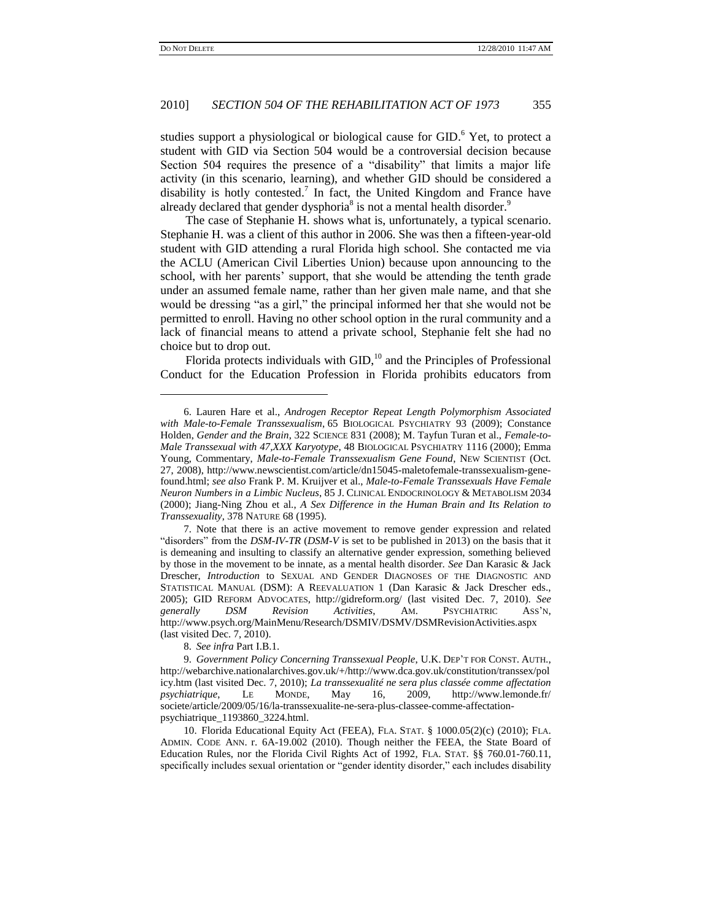studies support a physiological or biological cause for GID.[6] Yet, to protect a student with GID via Section 504 would be a controversial decision because Section 504 requires the presence of a "disability" that limits a major life activity (in this scenario, learning), and whether GID should be considered a disability is hotly contested.[7] In fact, the United Kingdom and France have already declared that gender dysphoria[8] is not a mental health disorder.[9]

The case of Stephanie H. shows what is, unfortunately, a typical scenario. Stephanie H. was a client of this author in 2006. She was then a fifteen-year-old student with GID attending a rural Florida high school. She contacted me via the ACLU (American Civil Liberties Union) because upon announcing to the school, with her parents' support, that she would be attending the tenth grade under an assumed female name, rather than her given male name, and that she would be dressing "as a girl," the principal informed her that she would not be permitted to enroll. Having no other school option in the rural community and a lack of financial means to attend a private school, Stephanie felt she had no choice but to drop out.

Florida protects individuals with GID,[10] and the Principles of Professional Conduct for the Education Profession in Florida prohibits educators from

---

6. Lauren Hare et al., *Androgen Receptor Repeat Length Polymorphism Associated with Male-to-Female Transsexualism*, 65 BIOLOGICAL PSYCHIATRY 93 (2009); Constance Holden, *Gender and the Brain*, 322 SCIENCE 831 (2008); M. Tayfun Turan et al., *Female-to-Male Transsexual with 47,XXX Karyotype*, 48 BIOLOGICAL PSYCHIATRY 1116 (2000); Emma Young, Commentary, *Male-to-Female Transsexualism Gene Found*, NEW SCIENTIST (Oct. 27, 2008), http://www.newscientist.com/article/dn15045-maletofemale-transsexualism-gene-found.html; *see also* Frank P. M. Kruijver et al., *Male-to-Female Transsexuals Have Female Neuron Numbers in a Limbic Nucleus*, 85 J. CLINICAL ENDOCRINOLOGY & METABOLISM 2034 (2000); Jiang-Ning Zhou et al., *A Sex Difference in the Human Brain and Its Relation to Transsexuality*, 378 NATURE 68 (1995).

7. Note that there is an active movement to remove gender expression and related "disorders" from the *DSM-IV-TR* (*DSM-V* is set to be published in 2013) on the basis that it is demeaning and insulting to classify an alternative gender expression, something believed by those in the movement to be innate, as a mental health disorder. *See* Dan Karasic & Jack Drescher, *Introduction* to SEXUAL AND GENDER DIAGNOSES OF THE DIAGNOSTIC AND STATISTICAL MANUAL (DSM): A REEVALUATION 1 (Dan Karasic & Jack Drescher eds., 2005); GID REFORM ADVOCATES, http://gidreform.org/ (last visited Dec. 7, 2010). *See generally DSM Revision Activities*, AM. PSYCHIATRIC ASS'N, http://www.psych.org/MainMenu/Research/DSMIV/DSMV/DSMRevisionActivities.aspx (last visited Dec. 7, 2010).

8. *See infra* Part I.B.1.

9. *Government Policy Concerning Transsexual People*, U.K. DEP'T FOR CONST. AUTH., http://webarchive.nationalarchives.gov.uk/+/http://www.dca.gov.uk/constitution/transsex/policy.htm (last visited Dec. 7, 2010); *La transsexualité ne sera plus classée comme affectation psychiatrique*, LE MONDE, May 16, 2009, http://www.lemonde.fr/societe/article/2009/05/16/la-transsexualite-ne-sera-plus-classee-comme-affectation-psychiatrique_1193860_3224.html.

10. Florida Educational Equity Act (FEEA), FLA. STAT. § 1000.05(2)(c) (2010); FLA. ADMIN. CODE ANN. r. 6A-19.002 (2010). Though neither the FEEA, the State Board of Education Rules, nor the Florida Civil Rights Act of 1992, FLA. STAT. §§ 760.01-760.11, specifically includes sexual orientation or "gender identity disorder," each includes disability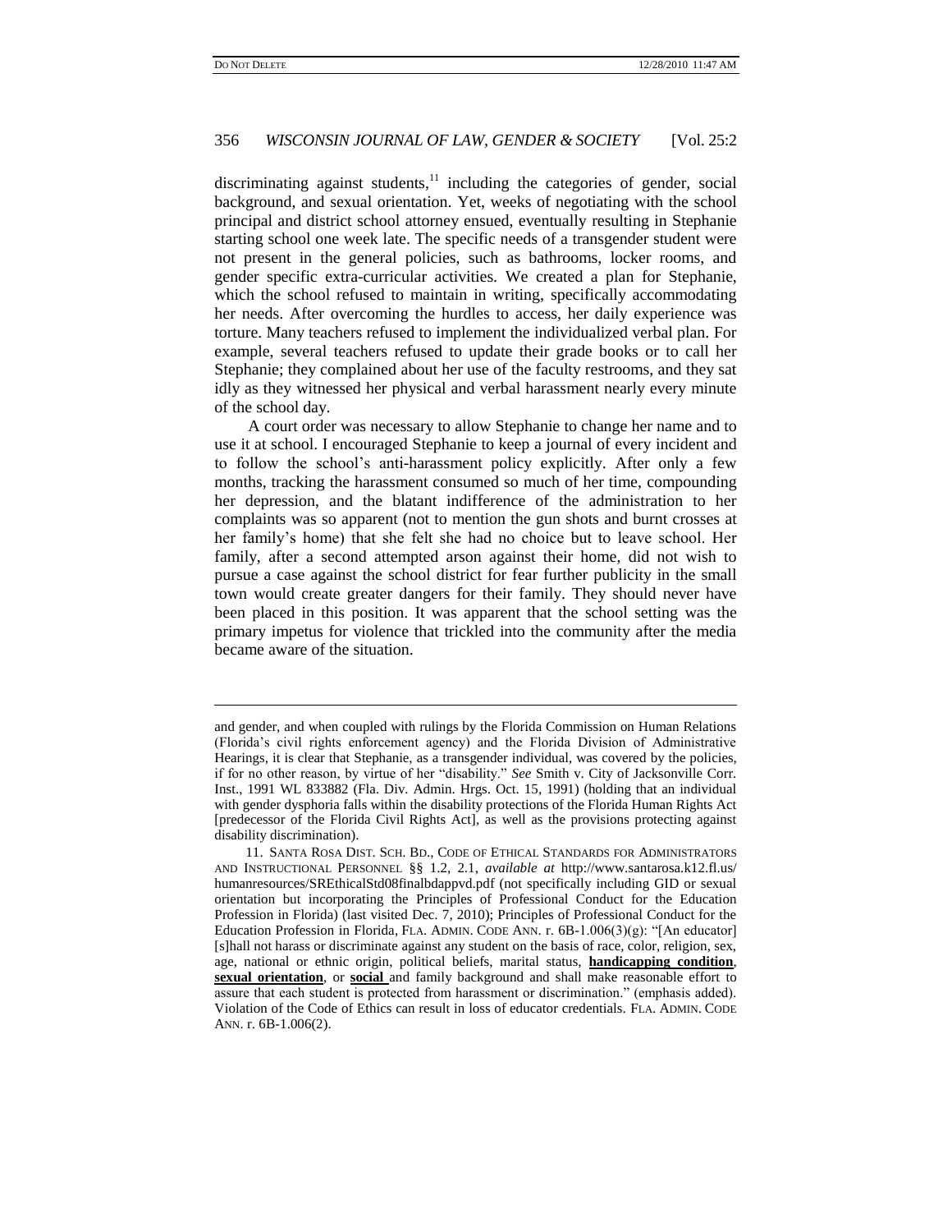discriminating against students,[11] including the categories of gender, social background, and sexual orientation. Yet, weeks of negotiating with the school principal and district school attorney ensued, eventually resulting in Stephanie starting school one week late. The specific needs of a transgender student were not present in the general policies, such as bathrooms, locker rooms, and gender specific extra-curricular activities. We created a plan for Stephanie, which the school refused to maintain in writing, specifically accommodating her needs. After overcoming the hurdles to access, her daily experience was torture. Many teachers refused to implement the individualized verbal plan. For example, several teachers refused to update their grade books or to call her Stephanie; they complained about her use of the faculty restrooms, and they sat idly as they witnessed her physical and verbal harassment nearly every minute of the school day.

A court order was necessary to allow Stephanie to change her name and to use it at school. I encouraged Stephanie to keep a journal of every incident and to follow the school's anti-harassment policy explicitly. After only a few months, tracking the harassment consumed so much of her time, compounding her depression, and the blatant indifference of the administration to her complaints was so apparent (not to mention the gun shots and burnt crosses at her family's home) that she felt she had no choice but to leave school. Her family, after a second attempted arson against their home, did not wish to pursue a case against the school district for fear further publicity in the small town would create greater dangers for their family. They should never have been placed in this position. It was apparent that the school setting was the primary impetus for violence that trickled into the community after the media became aware of the situation.

---

and gender, and when coupled with rulings by the Florida Commission on Human Relations (Florida's civil rights enforcement agency) and the Florida Division of Administrative Hearings, it is clear that Stephanie, as a transgender individual, was covered by the policies, if for no other reason, by virtue of her "disability." *See* Smith v. City of Jacksonville Corr. Inst., 1991 WL 833882 (Fla. Div. Admin. Hrgs. Oct. 15, 1991) (holding that an individual with gender dysphoria falls within the disability protections of the Florida Human Rights Act [predecessor of the Florida Civil Rights Act], as well as the provisions protecting against disability discrimination).

11. SANTA ROSA DIST. SCH. BD., CODE OF ETHICAL STANDARDS FOR ADMINISTRATORS AND INSTRUCTIONAL PERSONNEL §§ 1.2, 2.1, *available at* http://www.santarosa.k12.fl.us/humanresources/SREthicalStd08finalbdappvd.pdf (not specifically including GID or sexual orientation but incorporating the Principles of Professional Conduct for the Education Profession in Florida) (last visited Dec. 7, 2010); Principles of Professional Conduct for the Education Profession in Florida, FLA. ADMIN. CODE ANN. r. 6B-1.006(3)(g): "[An educator] [s]hall not harass or discriminate against any student on the basis of race, color, religion, sex, age, national or ethnic origin, political beliefs, marital status, **handicapping condition**, **sexual orientation**, or **social** and family background and shall make reasonable effort to assure that each student is protected from harassment or discrimination." (emphasis added). Violation of the Code of Ethics can result in loss of educator credentials. FLA. ADMIN. CODE ANN. r. 6B-1.006(2).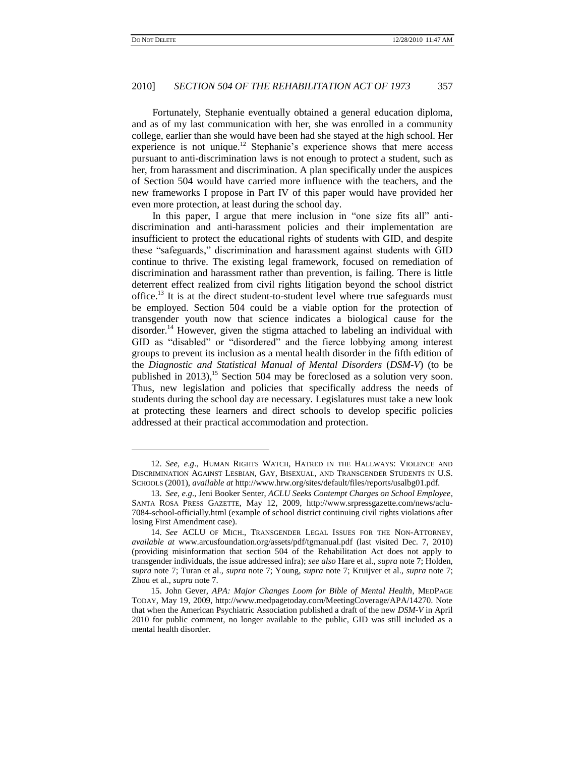Fortunately, Stephanie eventually obtained a general education diploma, and as of my last communication with her, she was enrolled in a community college, earlier than she would have been had she stayed at the high school. Her experience is not unique.[12] Stephanie's experience shows that mere access pursuant to anti-discrimination laws is not enough to protect a student, such as her, from harassment and discrimination. A plan specifically under the auspices of Section 504 would have carried more influence with the teachers, and the new frameworks I propose in Part IV of this paper would have provided her even more protection, at least during the school day.

In this paper, I argue that mere inclusion in "one size fits all" anti-discrimination and anti-harassment policies and their implementation are insufficient to protect the educational rights of students with GID, and despite these "safeguards," discrimination and harassment against students with GID continue to thrive. The existing legal framework, focused on remediation of discrimination and harassment rather than prevention, is failing. There is little deterrent effect realized from civil rights litigation beyond the school district office.[13] It is at the direct student-to-student level where true safeguards must be employed. Section 504 could be a viable option for the protection of transgender youth now that science indicates a biological cause for the disorder.[14] However, given the stigma attached to labeling an individual with GID as "disabled" or "disordered" and the fierce lobbying among interest groups to prevent its inclusion as a mental health disorder in the fifth edition of the *Diagnostic and Statistical Manual of Mental Disorders* (*DSM-V*) (to be published in 2013),[15] Section 504 may be foreclosed as a solution very soon. Thus, new legislation and policies that specifically address the needs of students during the school day are necessary. Legislatures must take a new look at protecting these learners and direct schools to develop specific policies addressed at their practical accommodation and protection.

---

12. *See, e.g.*, HUMAN RIGHTS WATCH, HATRED IN THE HALLWAYS: VIOLENCE AND DISCRIMINATION AGAINST LESBIAN, GAY, BISEXUAL, AND TRANSGENDER STUDENTS IN U.S. SCHOOLS (2001), *available at* http://www.hrw.org/sites/default/files/reports/usalbg01.pdf.

13. *See, e.g.*, Jeni Booker Senter, *ACLU Seeks Contempt Charges on School Employee*, SANTA ROSA PRESS GAZETTE, May 12, 2009, http://www.srpressgazette.com/news/aclu-7084-school-officially.html (example of school district continuing civil rights violations after losing First Amendment case).

14. *See* ACLU OF MICH., TRANSGENDER LEGAL ISSUES FOR THE NON-ATTORNEY, *available at* www.arcusfoundation.org/assets/pdf/tgmanual.pdf (last visited Dec. 7, 2010) (providing misinformation that section 504 of the Rehabilitation Act does not apply to transgender individuals, the issue addressed infra); *see also* Hare et al., *supra* note 7; Holden, *supra* note 7; Turan et al., *supra* note 7; Young, *supra* note 7; Kruijver et al., *supra* note 7; Zhou et al., *supra* note 7.

15. John Gever, *APA: Major Changes Loom for Bible of Mental Health*, MEDPAGE TODAY, May 19, 2009, http://www.medpagetoday.com/MeetingCoverage/APA/14270. Note that when the American Psychiatric Association published a draft of the new *DSM-V* in April 2010 for public comment, no longer available to the public, GID was still included as a mental health disorder.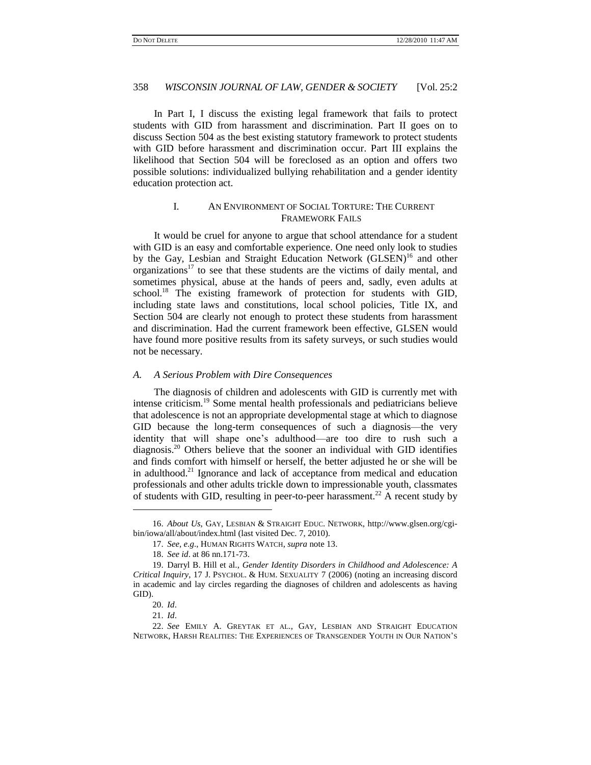In Part I, I discuss the existing legal framework that fails to protect students with GID from harassment and discrimination. Part II goes on to discuss Section 504 as the best existing statutory framework to protect students with GID before harassment and discrimination occur. Part III explains the likelihood that Section 504 will be foreclosed as an option and offers two possible solutions: individualized bullying rehabilitation and a gender identity education protection act.

## I. AN ENVIRONMENT OF SOCIAL TORTURE: THE CURRENT FRAMEWORK FAILS

It would be cruel for anyone to argue that school attendance for a student with GID is an easy and comfortable experience. One need only look to studies by the Gay, Lesbian and Straight Education Network (GLSEN)[16] and other organizations[17] to see that these students are the victims of daily mental, and sometimes physical, abuse at the hands of peers and, sadly, even adults at school.[18] The existing framework of protection for students with GID, including state laws and constitutions, local school policies, Title IX, and Section 504 are clearly not enough to protect these students from harassment and discrimination. Had the current framework been effective, GLSEN would have found more positive results from its safety surveys, or such studies would not be necessary.

### *A. A Serious Problem with Dire Consequences*

The diagnosis of children and adolescents with GID is currently met with intense criticism.[19] Some mental health professionals and pediatricians believe that adolescence is not an appropriate developmental stage at which to diagnose GID because the long-term consequences of such a diagnosis—the very identity that will shape one's adulthood—are too dire to rush such a diagnosis.[20] Others believe that the sooner an individual with GID identifies and finds comfort with himself or herself, the better adjusted he or she will be in adulthood.[21] Ignorance and lack of acceptance from medical and education professionals and other adults trickle down to impressionable youth, classmates of students with GID, resulting in peer-to-peer harassment.[22] A recent study by

---

16. *About Us*, GAY, LESBIAN & STRAIGHT EDUC. NETWORK, http://www.glsen.org/cgi-bin/iowa/all/about/index.html (last visited Dec. 7, 2010).

17. *See, e.g.*, HUMAN RIGHTS WATCH, *supra* note 13.

18. *See id*. at 86 nn.171-73.

19. Darryl B. Hill et al., *Gender Identity Disorders in Childhood and Adolescence: A Critical Inquiry*, 17 J. PSYCHOL. & HUM. SEXUALITY 7 (2006) (noting an increasing discord in academic and lay circles regarding the diagnoses of children and adolescents as having GID).

20. *Id*.

21. *Id*.

22. *See* EMILY A. GREYTAK ET AL., GAY, LESBIAN AND STRAIGHT EDUCATION NETWORK, HARSH REALITIES: THE EXPERIENCES OF TRANSGENDER YOUTH IN OUR NATION'S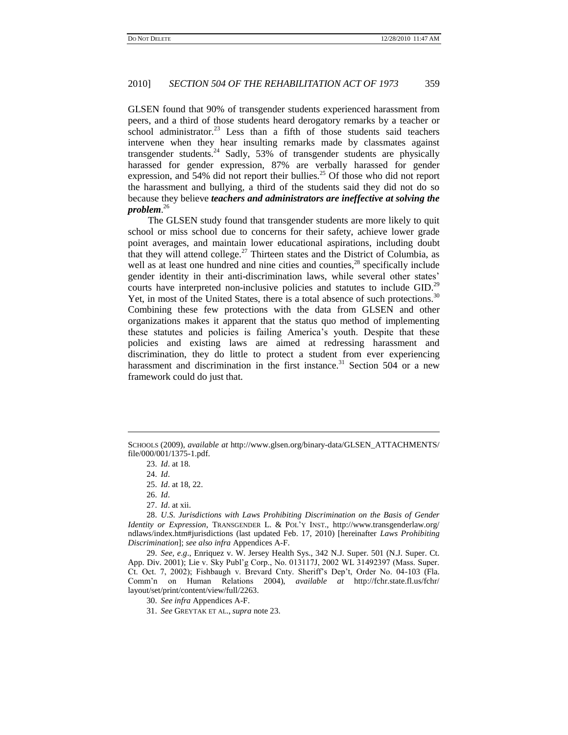GLSEN found that 90% of transgender students experienced harassment from peers, and a third of those students heard derogatory remarks by a teacher or school administrator.[23] Less than a fifth of those students said teachers intervene when they hear insulting remarks made by classmates against transgender students.[24] Sadly, 53% of transgender students are physically harassed for gender expression, 87% are verbally harassed for gender expression, and 54% did not report their bullies.[25] Of those who did not report the harassment and bullying, a third of the students said they did not do so because they believe ***teachers and administrators are ineffective at solving the problem***.[26]

The GLSEN study found that transgender students are more likely to quit school or miss school due to concerns for their safety, achieve lower grade point averages, and maintain lower educational aspirations, including doubt that they will attend college.[27] Thirteen states and the District of Columbia, as well as at least one hundred and nine cities and counties,[28] specifically include gender identity in their anti-discrimination laws, while several other states' courts have interpreted non-inclusive policies and statutes to include GID.[29] Yet, in most of the United States, there is a total absence of such protections.[30] Combining these few protections with the data from GLSEN and other organizations makes it apparent that the status quo method of implementing these statutes and policies is failing America's youth. Despite that these policies and existing laws are aimed at redressing harassment and discrimination, they do little to protect a student from ever experiencing harassment and discrimination in the first instance.[31] Section 504 or a new framework could do just that.

---

SCHOOLS (2009), *available at* http://www.glsen.org/binary-data/GLSEN_ATTACHMENTS/file/000/001/1375-1.pdf.

23. *Id*. at 18.

24. *Id*.

25. *Id*. at 18, 22.

26. *Id*.

27. *Id*. at xii.

28. *U.S. Jurisdictions with Laws Prohibiting Discrimination on the Basis of Gender Identity or Expression*, TRANSGENDER L. & POL'Y INST., http://www.transgenderlaw.org/ndlaws/index.htm#jurisdictions (last updated Feb. 17, 2010) [hereinafter *Laws Prohibiting Discrimination*]; *see also infra* Appendices A-F.

29. *See, e.g*., Enriquez v. W. Jersey Health Sys., 342 N.J. Super. 501 (N.J. Super. Ct. App. Div. 2001); Lie v. Sky Publ'g Corp., No. 013117J, 2002 WL 31492397 (Mass. Super. Ct. Oct. 7, 2002); Fishbaugh v. Brevard Cnty. Sheriff's Dep't, Order No. 04-103 (Fla. Comm'n on Human Relations 2004), *available at* http://fchr.state.fl.us/fchr/layout/set/print/content/view/full/2263.

30. *See infra* Appendices A-F.

31. *See* GREYTAK ET AL., *supra* note 23.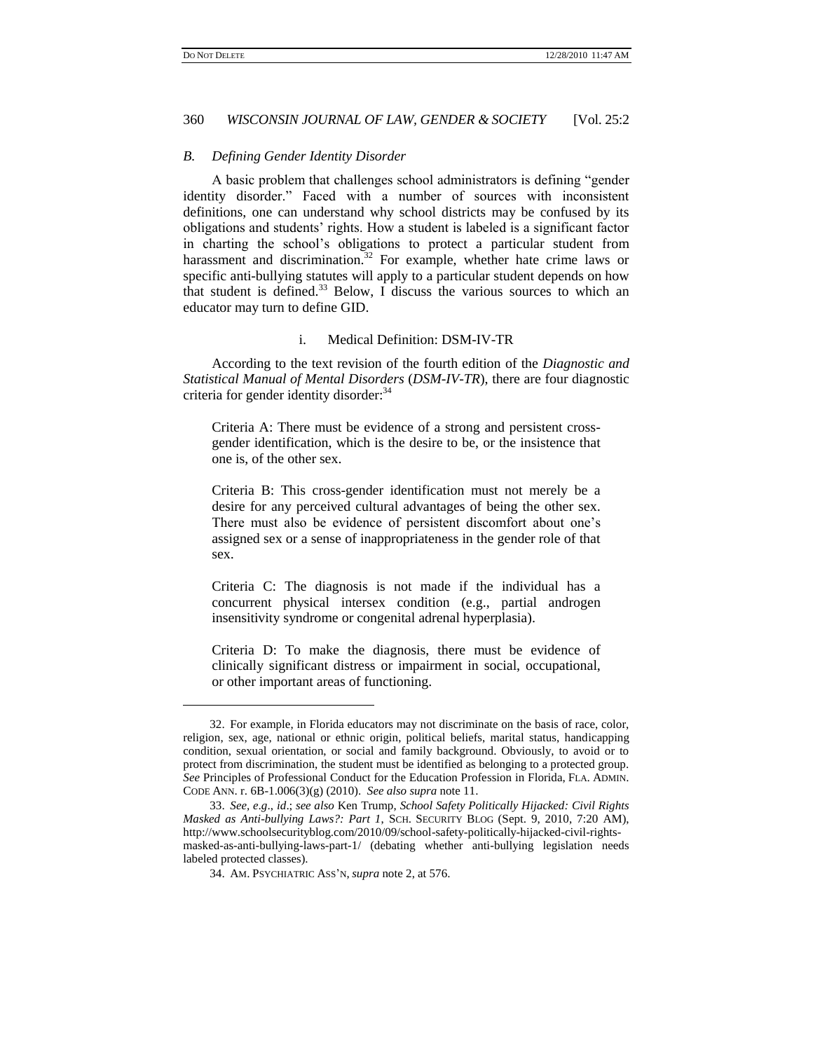### *B. Defining Gender Identity Disorder*

A basic problem that challenges school administrators is defining "gender identity disorder." Faced with a number of sources with inconsistent definitions, one can understand why school districts may be confused by its obligations and students' rights. How a student is labeled is a significant factor in charting the school's obligations to protect a particular student from harassment and discrimination.[32] For example, whether hate crime laws or specific anti-bullying statutes will apply to a particular student depends on how that student is defined.[33] Below, I discuss the various sources to which an educator may turn to define GID.

#### i. Medical Definition: DSM-IV-TR

According to the text revision of the fourth edition of the *Diagnostic and Statistical Manual of Mental Disorders* (*DSM-IV-TR*), there are four diagnostic criteria for gender identity disorder:[34]

> Criteria A: There must be evidence of a strong and persistent cross-gender identification, which is the desire to be, or the insistence that one is, of the other sex.
>
> Criteria B: This cross-gender identification must not merely be a desire for any perceived cultural advantages of being the other sex. There must also be evidence of persistent discomfort about one's assigned sex or a sense of inappropriateness in the gender role of that sex.
>
> Criteria C: The diagnosis is not made if the individual has a concurrent physical intersex condition (e.g., partial androgen insensitivity syndrome or congenital adrenal hyperplasia).
>
> Criteria D: To make the diagnosis, there must be evidence of clinically significant distress or impairment in social, occupational, or other important areas of functioning.

---

32. For example, in Florida educators may not discriminate on the basis of race, color, religion, sex, age, national or ethnic origin, political beliefs, marital status, handicapping condition, sexual orientation, or social and family background. Obviously, to avoid or to protect from discrimination, the student must be identified as belonging to a protected group. *See* Principles of Professional Conduct for the Education Profession in Florida, FLA. ADMIN. CODE ANN. r. 6B-1.006(3)(g) (2010). *See also supra* note 11.

33. *See, e.g.*, *id.*; *see also* Ken Trump, *School Safety Politically Hijacked: Civil Rights Masked as Anti-bullying Laws?: Part 1*, SCH. SECURITY BLOG (Sept. 9, 2010, 7:20 AM), http://www.schoolsecurityblog.com/2010/09/school-safety-politically-hijacked-civil-rights-masked-as-anti-bullying-laws-part-1/ (debating whether anti-bullying legislation needs labeled protected classes).

34. AM. PSYCHIATRIC ASS'N, *supra* note 2, at 576.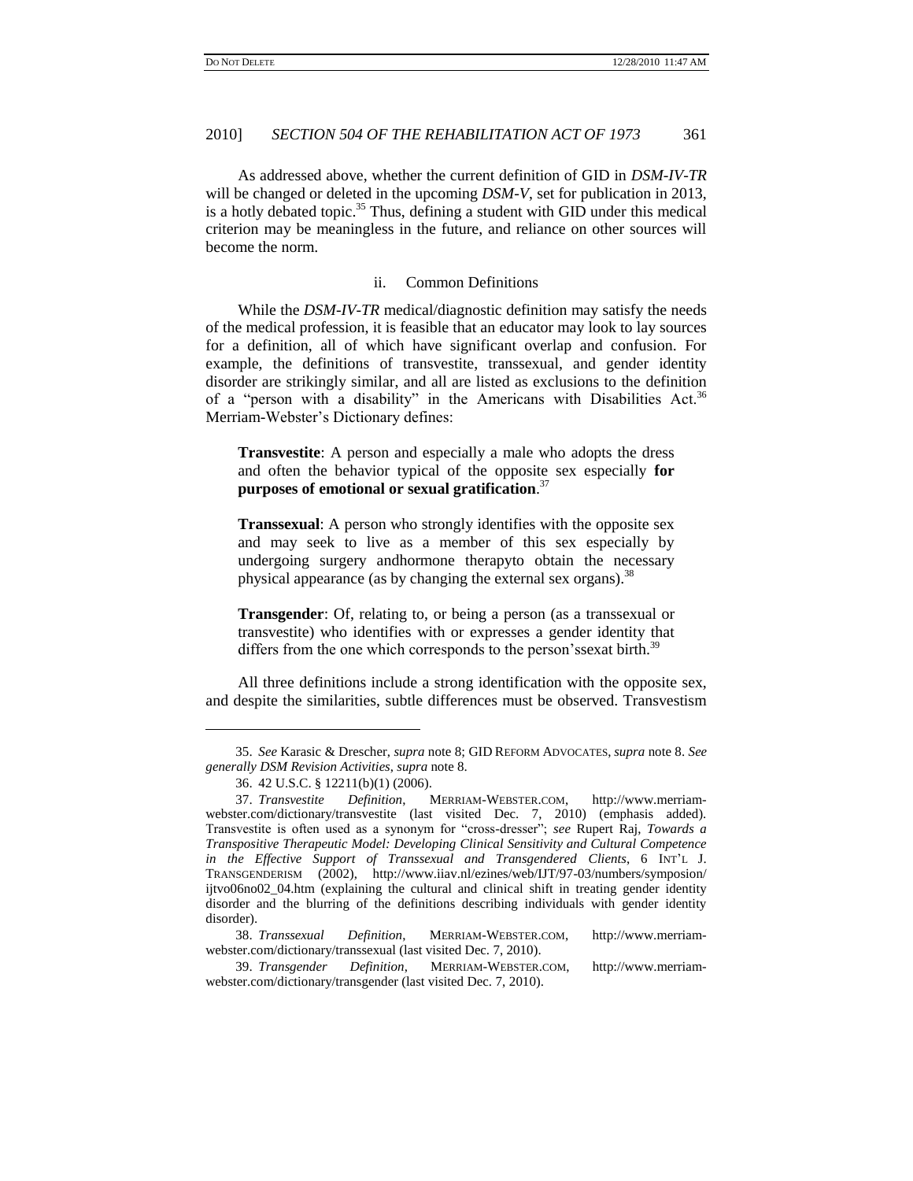As addressed above, whether the current definition of GID in *DSM-IV-TR* will be changed or deleted in the upcoming *DSM-V*, set for publication in 2013, is a hotly debated topic.[35] Thus, defining a student with GID under this medical criterion may be meaningless in the future, and reliance on other sources will become the norm.

#### ii. Common Definitions

While the *DSM-IV-TR* medical/diagnostic definition may satisfy the needs of the medical profession, it is feasible that an educator may look to lay sources for a definition, all of which have significant overlap and confusion. For example, the definitions of transvestite, transsexual, and gender identity disorder are strikingly similar, and all are listed as exclusions to the definition of a "person with a disability" in the Americans with Disabilities Act.[36] Merriam-Webster's Dictionary defines:

> **Transvestite**: A person and especially a male who adopts the dress and often the behavior typical of the opposite sex especially **for purposes of emotional or sexual gratification**.[37]

> **Transsexual**: A person who strongly identifies with the opposite sex and may seek to live as a member of this sex especially by undergoing surgery andhormone therapyto obtain the necessary physical appearance (as by changing the external sex organs).[38]

> **Transgender**: Of, relating to, or being a person (as a transsexual or transvestite) who identifies with or expresses a gender identity that differs from the one which corresponds to the person'ssexat birth.[39]

All three definitions include a strong identification with the opposite sex, and despite the similarities, subtle differences must be observed. Transvestism

---

35. *See* Karasic & Drescher, *supra* note 8; GID REFORM ADVOCATES, *supra* note 8. *See generally DSM Revision Activities*, *supra* note 8.

36. 42 U.S.C. § 12211(b)(1) (2006).

37. *Transvestite Definition*, MERRIAM-WEBSTER.COM, http://www.merriam-webster.com/dictionary/transvestite (last visited Dec. 7, 2010) (emphasis added). Transvestite is often used as a synonym for "cross-dresser"; *see* Rupert Raj, *Towards a Transpositive Therapeutic Model: Developing Clinical Sensitivity and Cultural Competence in the Effective Support of Transsexual and Transgendered Clients*, 6 INT'L J. TRANSGENDERISM (2002), http://www.iiav.nl/ezines/web/IJT/97-03/numbers/symposion/ijtvo06no02_04.htm (explaining the cultural and clinical shift in treating gender identity disorder and the blurring of the definitions describing individuals with gender identity disorder).

38. *Transsexual Definition*, MERRIAM-WEBSTER.COM, http://www.merriam-webster.com/dictionary/transsexual (last visited Dec. 7, 2010).

39. *Transgender Definition*, MERRIAM-WEBSTER.COM, http://www.merriam-webster.com/dictionary/transgender (last visited Dec. 7, 2010).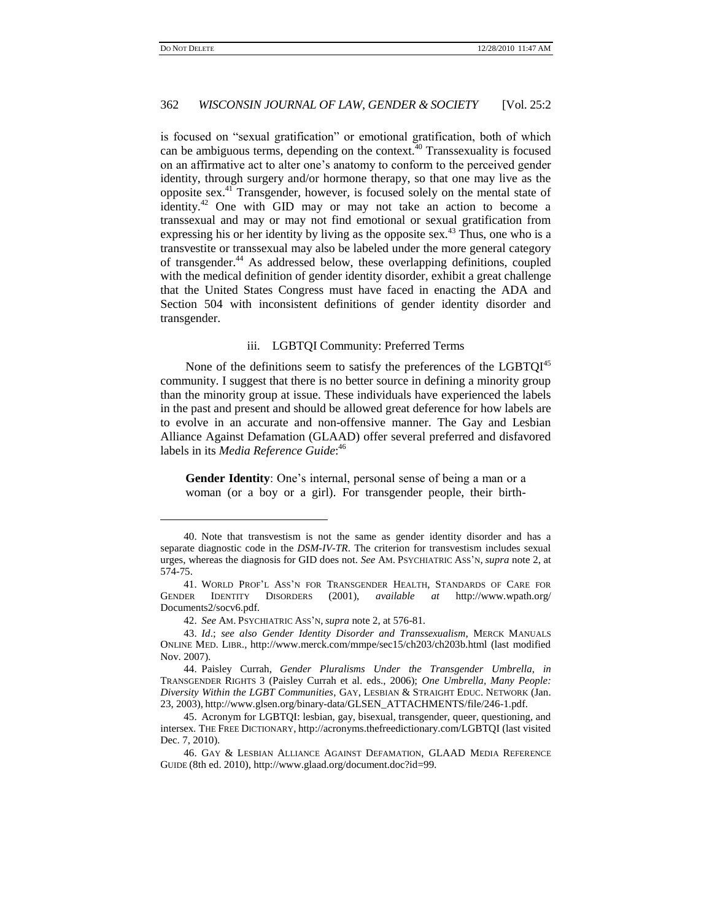is focused on "sexual gratification" or emotional gratification, both of which can be ambiguous terms, depending on the context.[40] Transsexuality is focused on an affirmative act to alter one's anatomy to conform to the perceived gender identity, through surgery and/or hormone therapy, so that one may live as the opposite sex.[41] Transgender, however, is focused solely on the mental state of identity.[42] One with GID may or may not take an action to become a transsexual and may or may not find emotional or sexual gratification from expressing his or her identity by living as the opposite sex.[43] Thus, one who is a transvestite or transsexual may also be labeled under the more general category of transgender.[44] As addressed below, these overlapping definitions, coupled with the medical definition of gender identity disorder, exhibit a great challenge that the United States Congress must have faced in enacting the ADA and Section 504 with inconsistent definitions of gender identity disorder and transgender.

### iii. LGBTQI Community: Preferred Terms

None of the definitions seem to satisfy the preferences of the LGBTQI[45] community. I suggest that there is no better source in defining a minority group than the minority group at issue. These individuals have experienced the labels in the past and present and should be allowed great deference for how labels are to evolve in an accurate and non-offensive manner. The Gay and Lesbian Alliance Against Defamation (GLAAD) offer several preferred and disfavored labels in its *Media Reference Guide*:[46]

> **Gender Identity**: One's internal, personal sense of being a man or a woman (or a boy or a girl). For transgender people, their birth-

---

40. Note that transvestism is not the same as gender identity disorder and has a separate diagnostic code in the *DSM-IV-TR*. The criterion for transvestism includes sexual urges, whereas the diagnosis for GID does not. *See* AM. PSYCHIATRIC ASS'N, *supra* note 2, at 574-75.

41. WORLD PROF'L ASS'N FOR TRANSGENDER HEALTH, STANDARDS OF CARE FOR GENDER IDENTITY DISORDERS (2001), *available at* http://www.wpath.org/Documents2/socv6.pdf.

42. *See* AM. PSYCHIATRIC ASS'N, *supra* note 2, at 576-81.

43. *Id*.; *see also Gender Identity Disorder and Transsexualism*, MERCK MANUALS ONLINE MED. LIBR., http://www.merck.com/mmpe/sec15/ch203/ch203b.html (last modified Nov. 2007).

44. Paisley Currah, *Gender Pluralisms Under the Transgender Umbrella*, *in* TRANSGENDER RIGHTS 3 (Paisley Currah et al. eds., 2006); *One Umbrella, Many People: Diversity Within the LGBT Communities*, GAY, LESBIAN & STRAIGHT EDUC. NETWORK (Jan. 23, 2003), http://www.glsen.org/binary-data/GLSEN_ATTACHMENTS/file/246-1.pdf.

45. Acronym for LGBTQI: lesbian, gay, bisexual, transgender, queer, questioning, and intersex. THE FREE DICTIONARY, http://acronyms.thefreedictionary.com/LGBTQI (last visited Dec. 7, 2010).

46. GAY & LESBIAN ALLIANCE AGAINST DEFAMATION, GLAAD MEDIA REFERENCE GUIDE (8th ed. 2010), http://www.glaad.org/document.doc?id=99.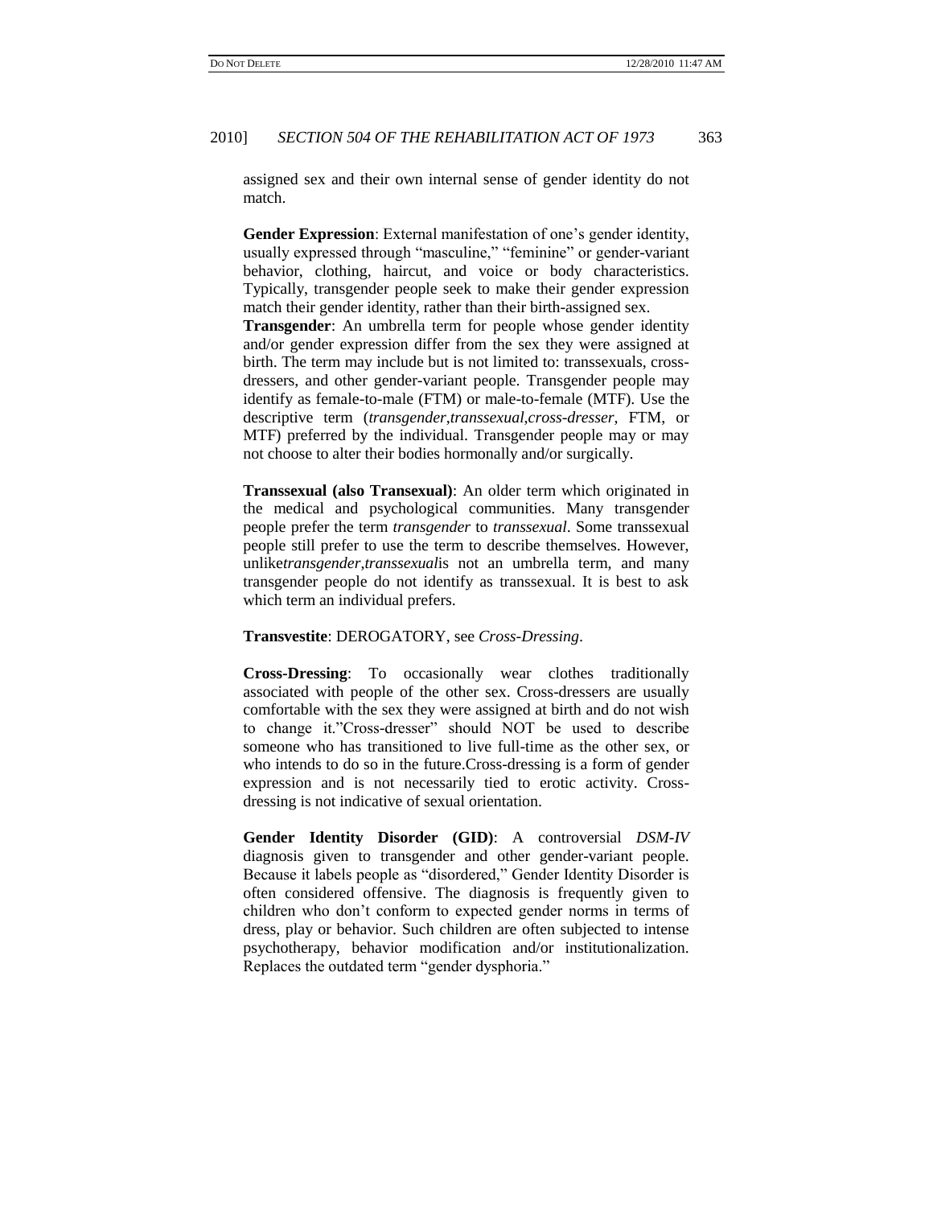assigned sex and their own internal sense of gender identity do not match.

**Gender Expression**: External manifestation of one's gender identity, usually expressed through "masculine," "feminine" or gender-variant behavior, clothing, haircut, and voice or body characteristics. Typically, transgender people seek to make their gender expression match their gender identity, rather than their birth-assigned sex.

**Transgender**: An umbrella term for people whose gender identity and/or gender expression differ from the sex they were assigned at birth. The term may include but is not limited to: transsexuals, cross-dressers, and other gender-variant people. Transgender people may identify as female-to-male (FTM) or male-to-female (MTF). Use the descriptive term (*transgender*,*transsexual*,*cross-dresser*, FTM, or MTF) preferred by the individual. Transgender people may or may not choose to alter their bodies hormonally and/or surgically.

**Transsexual (also Transexual)**: An older term which originated in the medical and psychological communities. Many transgender people prefer the term *transgender* to *transsexual*. Some transsexual people still prefer to use the term to describe themselves. However, unlike*transgender*,*transsexual*is not an umbrella term, and many transgender people do not identify as transsexual. It is best to ask which term an individual prefers.

**Transvestite**: DEROGATORY, see *Cross-Dressing*.

**Cross-Dressing**: To occasionally wear clothes traditionally associated with people of the other sex. Cross-dressers are usually comfortable with the sex they were assigned at birth and do not wish to change it."Cross-dresser" should NOT be used to describe someone who has transitioned to live full-time as the other sex, or who intends to do so in the future.Cross-dressing is a form of gender expression and is not necessarily tied to erotic activity. Cross-dressing is not indicative of sexual orientation.

**Gender Identity Disorder (GID)**: A controversial *DSM-IV* diagnosis given to transgender and other gender-variant people. Because it labels people as "disordered," Gender Identity Disorder is often considered offensive. The diagnosis is frequently given to children who don't conform to expected gender norms in terms of dress, play or behavior. Such children are often subjected to intense psychotherapy, behavior modification and/or institutionalization. Replaces the outdated term "gender dysphoria."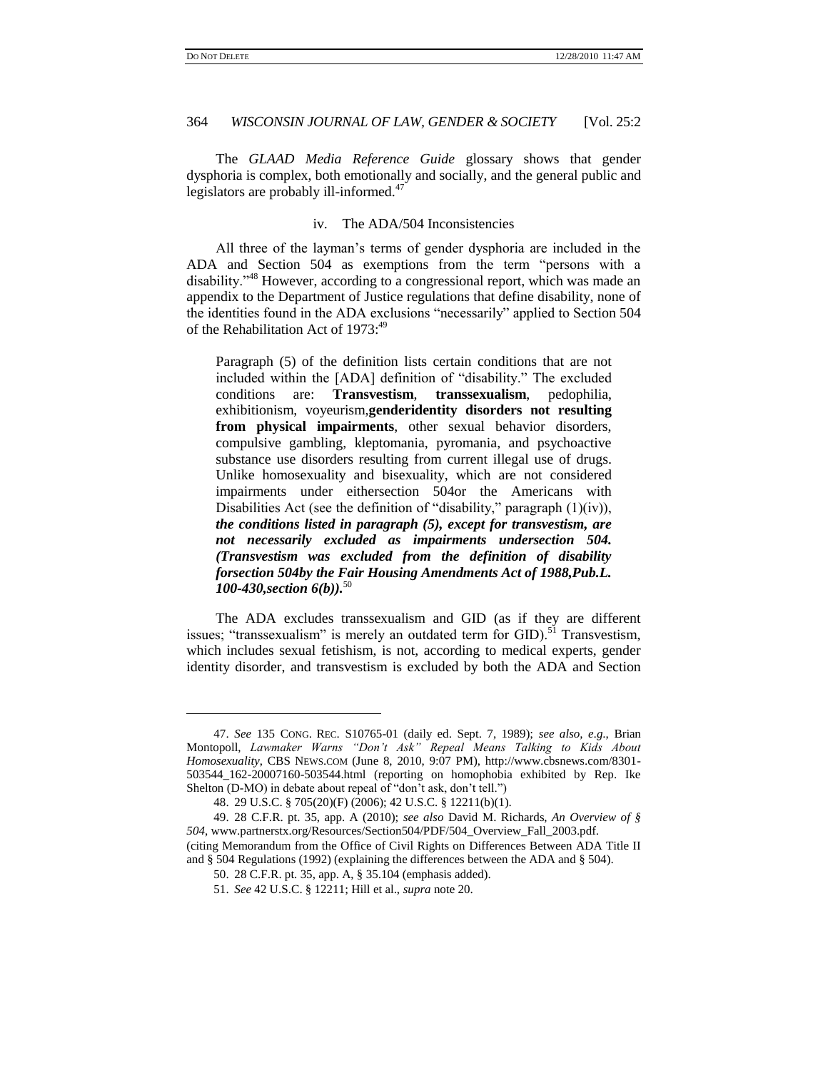The *GLAAD Media Reference Guide* glossary shows that gender dysphoria is complex, both emotionally and socially, and the general public and legislators are probably ill-informed.[47]

### iv. The ADA/504 Inconsistencies

All three of the layman's terms of gender dysphoria are included in the ADA and Section 504 as exemptions from the term "persons with a disability."[48] However, according to a congressional report, which was made an appendix to the Department of Justice regulations that define disability, none of the identities found in the ADA exclusions "necessarily" applied to Section 504 of the Rehabilitation Act of 1973:[49]

> Paragraph (5) of the definition lists certain conditions that are not included within the [ADA] definition of "disability." The excluded conditions are: **Transvestism**, **transsexualism**, pedophilia, exhibitionism, voyeurism,**genderidentity disorders not resulting from physical impairments**, other sexual behavior disorders, compulsive gambling, kleptomania, pyromania, and psychoactive substance use disorders resulting from current illegal use of drugs. Unlike homosexuality and bisexuality, which are not considered impairments under eithersection 504or the Americans with Disabilities Act (see the definition of "disability," paragraph (1)(iv)), ***the conditions listed in paragraph (5), except for transvestism, are not necessarily excluded as impairments undersection 504. (Transvestism was excluded from the definition of disability forsection 504by the Fair Housing Amendments Act of 1988,Pub.L. 100-430,section 6(b)).***[50]

The ADA excludes transsexualism and GID (as if they are different issues; "transsexualism" is merely an outdated term for GID).[51] Transvestism, which includes sexual fetishism, is not, according to medical experts, gender identity disorder, and transvestism is excluded by both the ADA and Section

---

47. *See* 135 CONG. REC. S10765-01 (daily ed. Sept. 7, 1989); *see also, e.g.*, Brian Montopoll, *Lawmaker Warns "Don't Ask" Repeal Means Talking to Kids About Homosexuality*, CBS NEWS.COM (June 8, 2010, 9:07 PM), http://www.cbsnews.com/8301-503544_162-20007160-503544.html (reporting on homophobia exhibited by Rep. Ike Shelton (D-MO) in debate about repeal of "don't ask, don't tell.")

48. 29 U.S.C. § 705(20)(F) (2006); 42 U.S.C. § 12211(b)(1).

49. 28 C.F.R. pt. 35, app. A (2010); *see also* David M. Richards, *An Overview of § 504*, www.partnerstx.org/Resources/Section504/PDF/504_Overview_Fall_2003.pdf. (citing Memorandum from the Office of Civil Rights on Differences Between ADA Title II and § 504 Regulations (1992) (explaining the differences between the ADA and § 504).

50. 28 C.F.R. pt. 35, app. A, § 35.104 (emphasis added).

51. *See* 42 U.S.C. § 12211; Hill et al., *supra* note 20.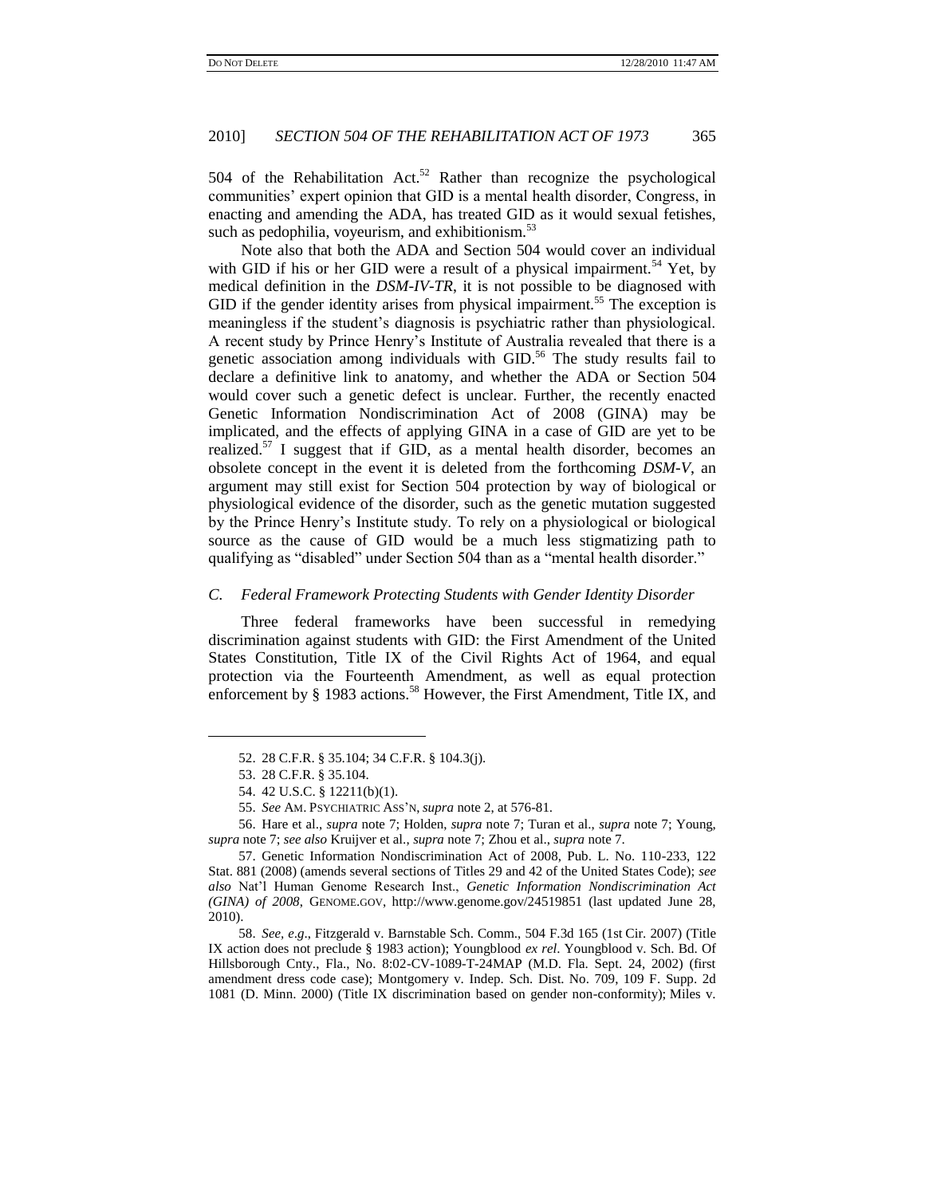504 of the Rehabilitation Act.[52] Rather than recognize the psychological communities' expert opinion that GID is a mental health disorder, Congress, in enacting and amending the ADA, has treated GID as it would sexual fetishes, such as pedophilia, voyeurism, and exhibitionism.[53]

Note also that both the ADA and Section 504 would cover an individual with GID if his or her GID were a result of a physical impairment.[54] Yet, by medical definition in the *DSM-IV-TR*, it is not possible to be diagnosed with GID if the gender identity arises from physical impairment.[55] The exception is meaningless if the student's diagnosis is psychiatric rather than physiological. A recent study by Prince Henry's Institute of Australia revealed that there is a genetic association among individuals with GID.[56] The study results fail to declare a definitive link to anatomy, and whether the ADA or Section 504 would cover such a genetic defect is unclear. Further, the recently enacted Genetic Information Nondiscrimination Act of 2008 (GINA) may be implicated, and the effects of applying GINA in a case of GID are yet to be realized.[57] I suggest that if GID, as a mental health disorder, becomes an obsolete concept in the event it is deleted from the forthcoming *DSM-V*, an argument may still exist for Section 504 protection by way of biological or physiological evidence of the disorder, such as the genetic mutation suggested by the Prince Henry's Institute study. To rely on a physiological or biological source as the cause of GID would be a much less stigmatizing path to qualifying as "disabled" under Section 504 than as a "mental health disorder."

### *C. Federal Framework Protecting Students with Gender Identity Disorder*

Three federal frameworks have been successful in remedying discrimination against students with GID: the First Amendment of the United States Constitution, Title IX of the Civil Rights Act of 1964, and equal protection via the Fourteenth Amendment, as well as equal protection enforcement by § 1983 actions.[58] However, the First Amendment, Title IX, and

---

52. 28 C.F.R. § 35.104; 34 C.F.R. § 104.3(j).

53. 28 C.F.R. § 35.104.

54. 42 U.S.C. § 12211(b)(1).

55. *See* AM. PSYCHIATRIC ASS'N, *supra* note 2, at 576-81.

56. Hare et al., *supra* note 7; Holden, *supra* note 7; Turan et al., *supra* note 7; Young, *supra* note 7; *see also* Kruijver et al., *supra* note 7; Zhou et al., *supra* note 7.

57. Genetic Information Nondiscrimination Act of 2008, Pub. L. No. 110-233, 122 Stat. 881 (2008) (amends several sections of Titles 29 and 42 of the United States Code); *see also* Nat'l Human Genome Research Inst., *Genetic Information Nondiscrimination Act (GINA) of 2008*, GENOME.GOV, http://www.genome.gov/24519851 (last updated June 28, 2010).

58. *See, e.g.*, Fitzgerald v. Barnstable Sch. Comm., 504 F.3d 165 (1st Cir. 2007) (Title IX action does not preclude § 1983 action); Youngblood *ex rel*. Youngblood v. Sch. Bd. Of Hillsborough Cnty., Fla., No. 8:02-CV-1089-T-24MAP (M.D. Fla. Sept. 24, 2002) (first amendment dress code case); Montgomery v. Indep. Sch. Dist. No. 709, 109 F. Supp. 2d 1081 (D. Minn. 2000) (Title IX discrimination based on gender non-conformity); Miles v.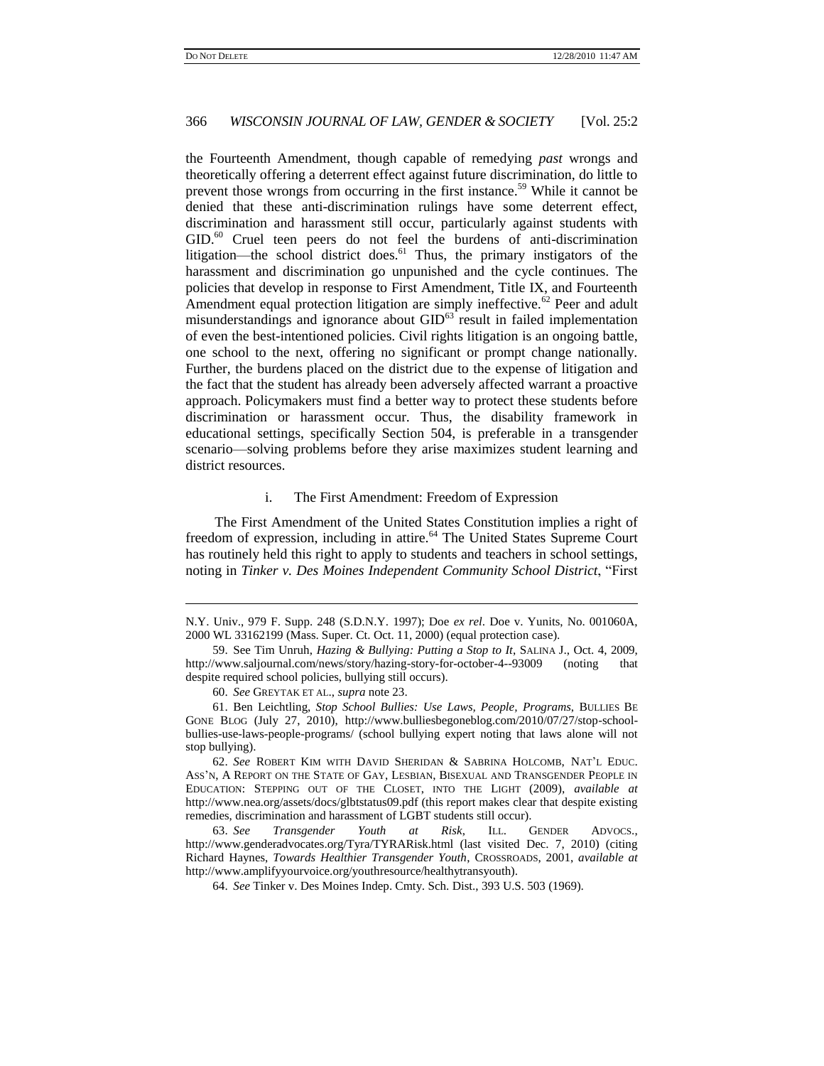the Fourteenth Amendment, though capable of remedying *past* wrongs and theoretically offering a deterrent effect against future discrimination, do little to prevent those wrongs from occurring in the first instance.[59] While it cannot be denied that these anti-discrimination rulings have some deterrent effect, discrimination and harassment still occur, particularly against students with GID.[60] Cruel teen peers do not feel the burdens of anti-discrimination litigation—the school district does.[61] Thus, the primary instigators of the harassment and discrimination go unpunished and the cycle continues. The policies that develop in response to First Amendment, Title IX, and Fourteenth Amendment equal protection litigation are simply ineffective.[62] Peer and adult misunderstandings and ignorance about GID[63] result in failed implementation of even the best-intentioned policies. Civil rights litigation is an ongoing battle, one school to the next, offering no significant or prompt change nationally. Further, the burdens placed on the district due to the expense of litigation and the fact that the student has already been adversely affected warrant a proactive approach. Policymakers must find a better way to protect these students before discrimination or harassment occur. Thus, the disability framework in educational settings, specifically Section 504, is preferable in a transgender scenario—solving problems before they arise maximizes student learning and district resources.

#### i. The First Amendment: Freedom of Expression

The First Amendment of the United States Constitution implies a right of freedom of expression, including in attire.[64] The United States Supreme Court has routinely held this right to apply to students and teachers in school settings, noting in *Tinker v. Des Moines Independent Community School District*, "First

---

N.Y. Univ., 979 F. Supp. 248 (S.D.N.Y. 1997); Doe *ex rel*. Doe v. Yunits, No. 001060A, 2000 WL 33162199 (Mass. Super. Ct. Oct. 11, 2000) (equal protection case).

59. See Tim Unruh, *Hazing & Bullying: Putting a Stop to It*, SALINA J., Oct. 4, 2009, http://www.saljournal.com/news/story/hazing-story-for-october-4--93009 (noting that despite required school policies, bullying still occurs).

60. *See* GREYTAK ET AL., *supra* note 23.

61. Ben Leichtling, *Stop School Bullies: Use Laws, People, Programs*, BULLIES BE GONE BLOG (July 27, 2010), http://www.bulliesbegoneblog.com/2010/07/27/stop-school-bullies-use-laws-people-programs/ (school bullying expert noting that laws alone will not stop bullying).

62. *See* ROBERT KIM WITH DAVID SHERIDAN & SABRINA HOLCOMB, NAT'L EDUC. ASS'N, A REPORT ON THE STATE OF GAY, LESBIAN, BISEXUAL AND TRANSGENDER PEOPLE IN EDUCATION: STEPPING OUT OF THE CLOSET, INTO THE LIGHT (2009), *available at* http://www.nea.org/assets/docs/glbtstatus09.pdf (this report makes clear that despite existing remedies, discrimination and harassment of LGBT students still occur).

63. *See* *Transgender Youth at Risk*, ILL. GENDER ADVOCS., http://www.genderadvocates.org/Tyra/TYRARisk.html (last visited Dec. 7, 2010) (citing Richard Haynes, *Towards Healthier Transgender Youth*, CROSSROADS, 2001, *available at* http://www.amplifyyourvoice.org/youthresource/healthytransyouth).

64. *See* Tinker v. Des Moines Indep. Cmty. Sch. Dist., 393 U.S. 503 (1969).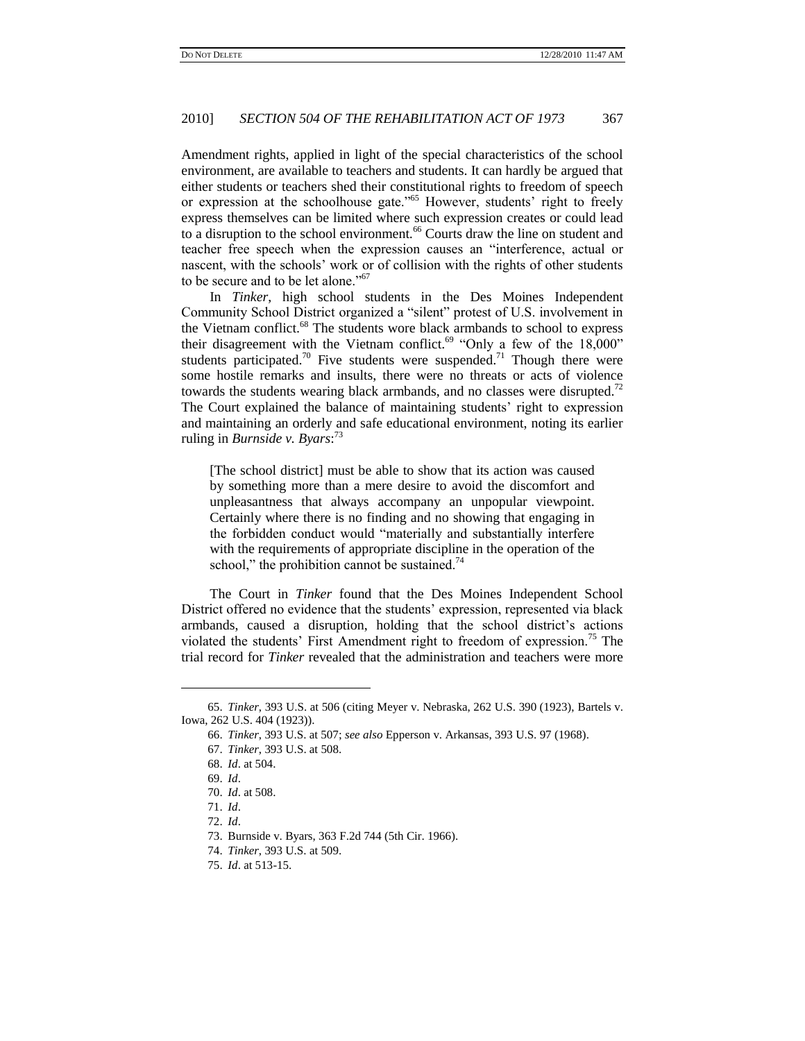Amendment rights, applied in light of the special characteristics of the school environment, are available to teachers and students. It can hardly be argued that either students or teachers shed their constitutional rights to freedom of speech or expression at the schoolhouse gate."[65] However, students' right to freely express themselves can be limited where such expression creates or could lead to a disruption to the school environment.[66] Courts draw the line on student and teacher free speech when the expression causes an "interference, actual or nascent, with the schools' work or of collision with the rights of other students to be secure and to be let alone."[67]

In *Tinker*, high school students in the Des Moines Independent Community School District organized a "silent" protest of U.S. involvement in the Vietnam conflict.[68] The students wore black armbands to school to express their disagreement with the Vietnam conflict.[69] "Only a few of the 18,000" students participated.[70] Five students were suspended.[71] Though there were some hostile remarks and insults, there were no threats or acts of violence towards the students wearing black armbands, and no classes were disrupted.[72] The Court explained the balance of maintaining students' right to expression and maintaining an orderly and safe educational environment, noting its earlier ruling in *Burnside v. Byars*:[73]

> [The school district] must be able to show that its action was caused by something more than a mere desire to avoid the discomfort and unpleasantness that always accompany an unpopular viewpoint. Certainly where there is no finding and no showing that engaging in the forbidden conduct would "materially and substantially interfere with the requirements of appropriate discipline in the operation of the school," the prohibition cannot be sustained.[74]

The Court in *Tinker* found that the Des Moines Independent School District offered no evidence that the students' expression, represented via black armbands, caused a disruption, holding that the school district's actions violated the students' First Amendment right to freedom of expression.[75] The trial record for *Tinker* revealed that the administration and teachers were more

---

65. *Tinker*, 393 U.S. at 506 (citing Meyer v. Nebraska, 262 U.S. 390 (1923), Bartels v. Iowa, 262 U.S. 404 (1923)).

66. *Tinker*, 393 U.S. at 507; *see also* Epperson v. Arkansas, 393 U.S. 97 (1968).

67. *Tinker*, 393 U.S. at 508.

68. *Id*. at 504.

69. *Id*.

70. *Id*. at 508.

71. *Id*.

72. *Id*.

73. Burnside v. Byars, 363 F.2d 744 (5th Cir. 1966).

74. *Tinker*, 393 U.S. at 509.

75. *Id*. at 513-15.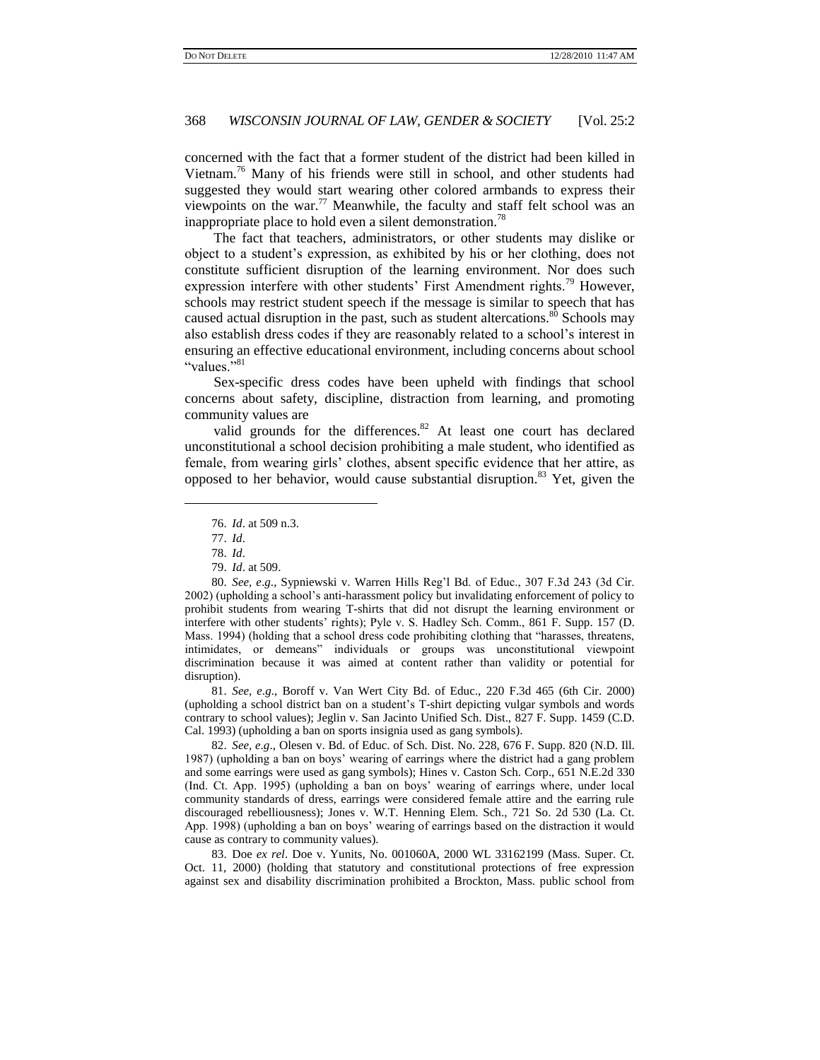concerned with the fact that a former student of the district had been killed in Vietnam.[76] Many of his friends were still in school, and other students had suggested they would start wearing other colored armbands to express their viewpoints on the war.[77] Meanwhile, the faculty and staff felt school was an inappropriate place to hold even a silent demonstration.[78]

The fact that teachers, administrators, or other students may dislike or object to a student's expression, as exhibited by his or her clothing, does not constitute sufficient disruption of the learning environment. Nor does such expression interfere with other students' First Amendment rights.[79] However, schools may restrict student speech if the message is similar to speech that has caused actual disruption in the past, such as student altercations.[80] Schools may also establish dress codes if they are reasonably related to a school's interest in ensuring an effective educational environment, including concerns about school "values."[81]

Sex-specific dress codes have been upheld with findings that school concerns about safety, discipline, distraction from learning, and promoting community values are valid grounds for the differences.[82] At least one court has declared unconstitutional a school decision prohibiting a male student, who identified as female, from wearing girls' clothes, absent specific evidence that her attire, as opposed to her behavior, would cause substantial disruption.[83] Yet, given the

---

76. *Id*. at 509 n.3.

77. *Id*.

78. *Id*.

79. *Id*. at 509.

80. *See, e.g*., Sypniewski v. Warren Hills Reg'l Bd. of Educ., 307 F.3d 243 (3d Cir. 2002) (upholding a school's anti-harassment policy but invalidating enforcement of policy to prohibit students from wearing T-shirts that did not disrupt the learning environment or interfere with other students' rights); Pyle v. S. Hadley Sch. Comm., 861 F. Supp. 157 (D. Mass. 1994) (holding that a school dress code prohibiting clothing that "harasses, threatens, intimidates, or demeans" individuals or groups was unconstitutional viewpoint discrimination because it was aimed at content rather than validity or potential for disruption).

81. *See, e.g*., Boroff v. Van Wert City Bd. of Educ., 220 F.3d 465 (6th Cir. 2000) (upholding a school district ban on a student's T-shirt depicting vulgar symbols and words contrary to school values); Jeglin v. San Jacinto Unified Sch. Dist., 827 F. Supp. 1459 (C.D. Cal. 1993) (upholding a ban on sports insignia used as gang symbols).

82. *See, e.g*., Olesen v. Bd. of Educ. of Sch. Dist. No. 228, 676 F. Supp. 820 (N.D. Ill. 1987) (upholding a ban on boys' wearing of earrings where the district had a gang problem and some earrings were used as gang symbols); Hines v. Caston Sch. Corp., 651 N.E.2d 330 (Ind. Ct. App. 1995) (upholding a ban on boys' wearing of earrings where, under local community standards of dress, earrings were considered female attire and the earring rule discouraged rebelliousness); Jones v. W.T. Henning Elem. Sch., 721 So. 2d 530 (La. Ct. App. 1998) (upholding a ban on boys' wearing of earrings based on the distraction it would cause as contrary to community values).

83. Doe *ex rel*. Doe v. Yunits, No. 001060A, 2000 WL 33162199 (Mass. Super. Ct. Oct. 11, 2000) (holding that statutory and constitutional protections of free expression against sex and disability discrimination prohibited a Brockton, Mass. public school from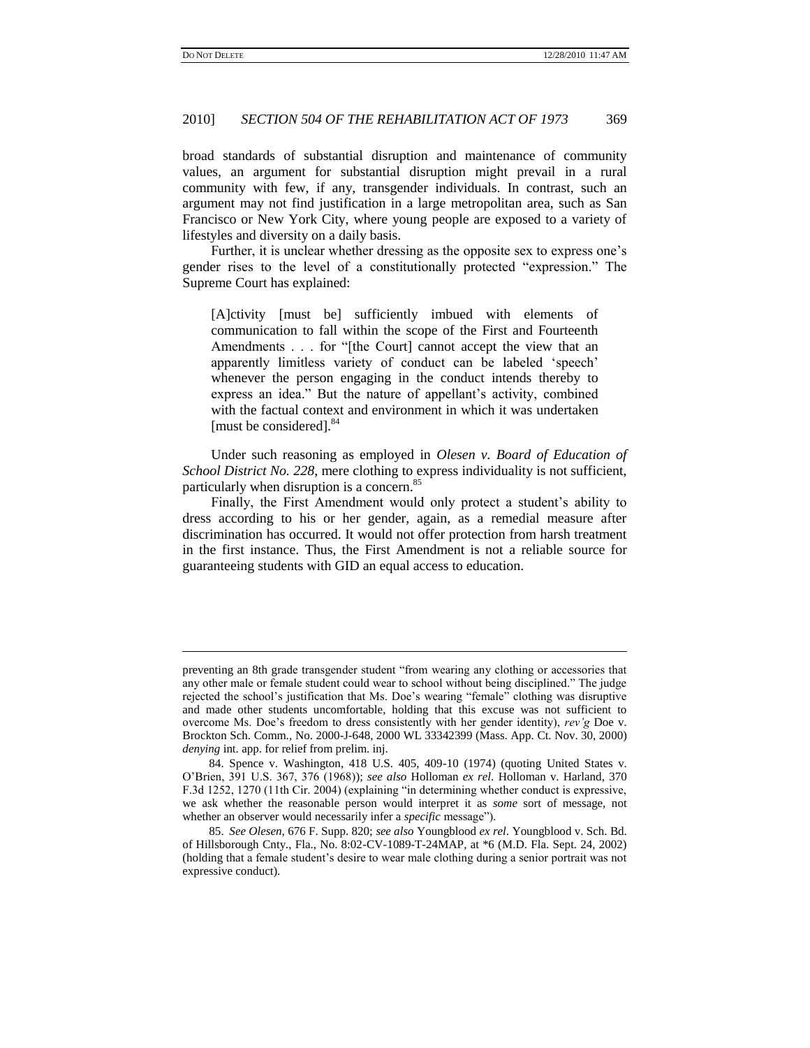broad standards of substantial disruption and maintenance of community values, an argument for substantial disruption might prevail in a rural community with few, if any, transgender individuals. In contrast, such an argument may not find justification in a large metropolitan area, such as San Francisco or New York City, where young people are exposed to a variety of lifestyles and diversity on a daily basis.

Further, it is unclear whether dressing as the opposite sex to express one's gender rises to the level of a constitutionally protected "expression." The Supreme Court has explained:

> [A]ctivity [must be] sufficiently imbued with elements of communication to fall within the scope of the First and Fourteenth Amendments . . . for "[the Court] cannot accept the view that an apparently limitless variety of conduct can be labeled 'speech' whenever the person engaging in the conduct intends thereby to express an idea." But the nature of appellant's activity, combined with the factual context and environment in which it was undertaken [must be considered].[84]

Under such reasoning as employed in *Olesen v. Board of Education of School District No. 228*, mere clothing to express individuality is not sufficient, particularly when disruption is a concern.[85]

Finally, the First Amendment would only protect a student's ability to dress according to his or her gender, again, as a remedial measure after discrimination has occurred. It would not offer protection from harsh treatment in the first instance. Thus, the First Amendment is not a reliable source for guaranteeing students with GID an equal access to education.

---

preventing an 8th grade transgender student "from wearing any clothing or accessories that any other male or female student could wear to school without being disciplined." The judge rejected the school's justification that Ms. Doe's wearing "female" clothing was disruptive and made other students uncomfortable, holding that this excuse was not sufficient to overcome Ms. Doe's freedom to dress consistently with her gender identity), *rev'g* Doe v. Brockton Sch. Comm., No. 2000-J-648, 2000 WL 33342399 (Mass. App. Ct. Nov. 30, 2000) *denying* int. app. for relief from prelim. inj.

84. Spence v. Washington, 418 U.S. 405, 409-10 (1974) (quoting United States v. O'Brien, 391 U.S. 367, 376 (1968)); *see also* Holloman *ex rel.* Holloman v. Harland, 370 F.3d 1252, 1270 (11th Cir. 2004) (explaining "in determining whether conduct is expressive, we ask whether the reasonable person would interpret it as *some* sort of message, not whether an observer would necessarily infer a *specific* message").

85. *See Olesen*, 676 F. Supp. 820; *see also* Youngblood *ex rel.* Youngblood v. Sch. Bd. of Hillsborough Cnty., Fla., No. 8:02-CV-1089-T-24MAP, at *6 (M.D. Fla. Sept. 24, 2002) (holding that a female student's desire to wear male clothing during a senior portrait was not expressive conduct).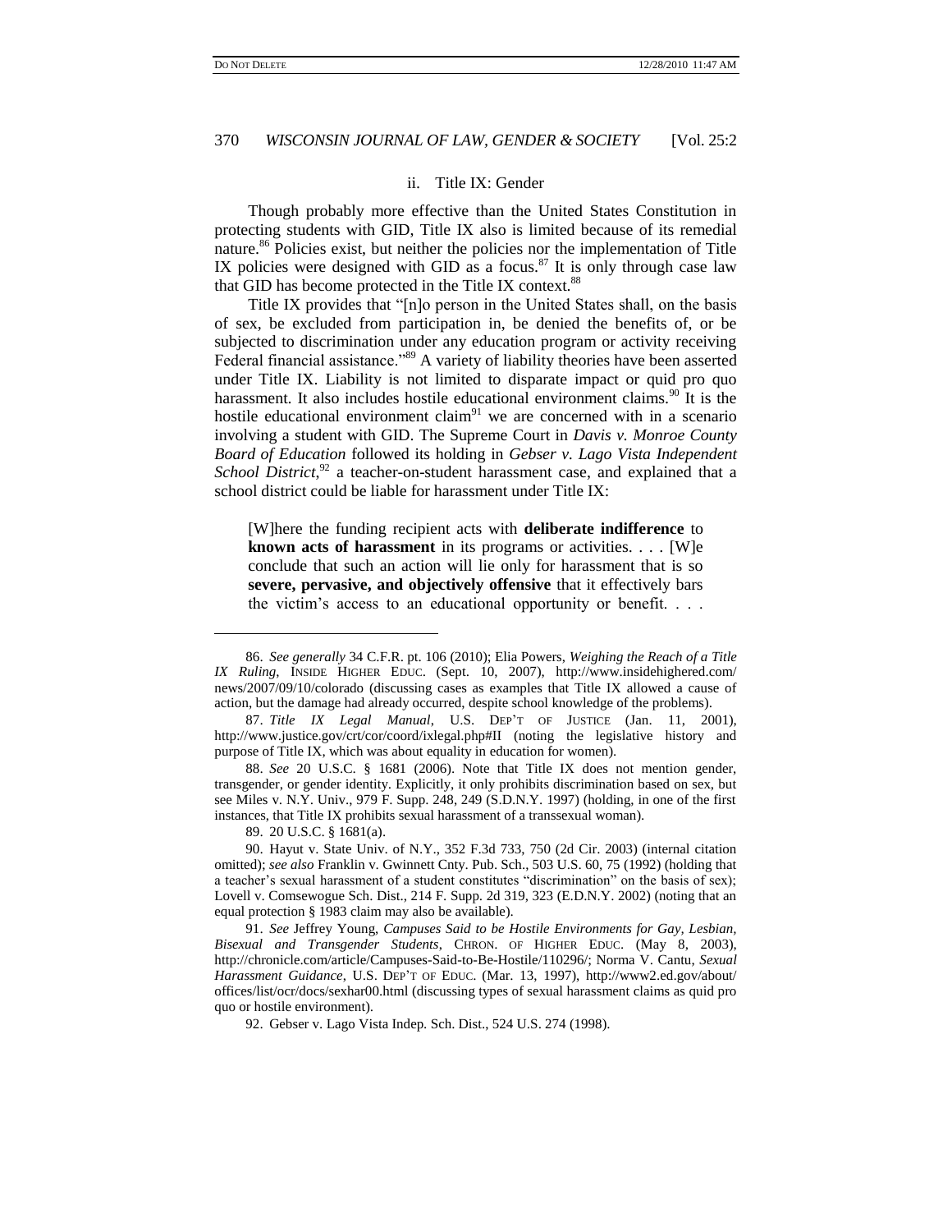### ii. Title IX: Gender

Though probably more effective than the United States Constitution in protecting students with GID, Title IX also is limited because of its remedial nature.[86] Policies exist, but neither the policies nor the implementation of Title IX policies were designed with GID as a focus.[87] It is only through case law that GID has become protected in the Title IX context.[88]

Title IX provides that "[n]o person in the United States shall, on the basis of sex, be excluded from participation in, be denied the benefits of, or be subjected to discrimination under any education program or activity receiving Federal financial assistance."[89] A variety of liability theories have been asserted under Title IX. Liability is not limited to disparate impact or quid pro quo harassment. It also includes hostile educational environment claims.[90] It is the hostile educational environment claim[91] we are concerned with in a scenario involving a student with GID. The Supreme Court in *Davis v. Monroe County Board of Education* followed its holding in *Gebser v. Lago Vista Independent School District*,[92] a teacher-on-student harassment case, and explained that a school district could be liable for harassment under Title IX:

> [W]here the funding recipient acts with **deliberate indifference** to **known acts of harassment** in its programs or activities. . . . [W]e conclude that such an action will lie only for harassment that is so **severe, pervasive, and objectively offensive** that it effectively bars the victim's access to an educational opportunity or benefit. . . .

---

86. *See generally* 34 C.F.R. pt. 106 (2010); Elia Powers, *Weighing the Reach of a Title IX Ruling*, INSIDE HIGHER EDUC. (Sept. 10, 2007), http://www.insidehighered.com/news/2007/09/10/colorado (discussing cases as examples that Title IX allowed a cause of action, but the damage had already occurred, despite school knowledge of the problems).

87. *Title IX Legal Manual*, U.S. DEP'T OF JUSTICE (Jan. 11, 2001), http://www.justice.gov/crt/cor/coord/ixlegal.php#II (noting the legislative history and purpose of Title IX, which was about equality in education for women).

88. *See* 20 U.S.C. § 1681 (2006). Note that Title IX does not mention gender, transgender, or gender identity. Explicitly, it only prohibits discrimination based on sex, but see Miles v. N.Y. Univ., 979 F. Supp. 248, 249 (S.D.N.Y. 1997) (holding, in one of the first instances, that Title IX prohibits sexual harassment of a transsexual woman).

89. 20 U.S.C. § 1681(a).

90. Hayut v. State Univ. of N.Y., 352 F.3d 733, 750 (2d Cir. 2003) (internal citation omitted); *see also* Franklin v. Gwinnett Cnty. Pub. Sch., 503 U.S. 60, 75 (1992) (holding that a teacher's sexual harassment of a student constitutes "discrimination" on the basis of sex); Lovell v. Comsewogue Sch. Dist., 214 F. Supp. 2d 319, 323 (E.D.N.Y. 2002) (noting that an equal protection § 1983 claim may also be available).

91. *See* Jeffrey Young, *Campuses Said to be Hostile Environments for Gay, Lesbian, Bisexual and Transgender Students*, CHRON. OF HIGHER EDUC. (May 8, 2003), http://chronicle.com/article/Campuses-Said-to-Be-Hostile/110296/; Norma V. Cantu, *Sexual Harassment Guidance*, U.S. DEP'T OF EDUC. (Mar. 13, 1997), http://www2.ed.gov/about/offices/list/ocr/docs/sexhar00.html (discussing types of sexual harassment claims as quid pro quo or hostile environment).

92. Gebser v. Lago Vista Indep. Sch. Dist., 524 U.S. 274 (1998).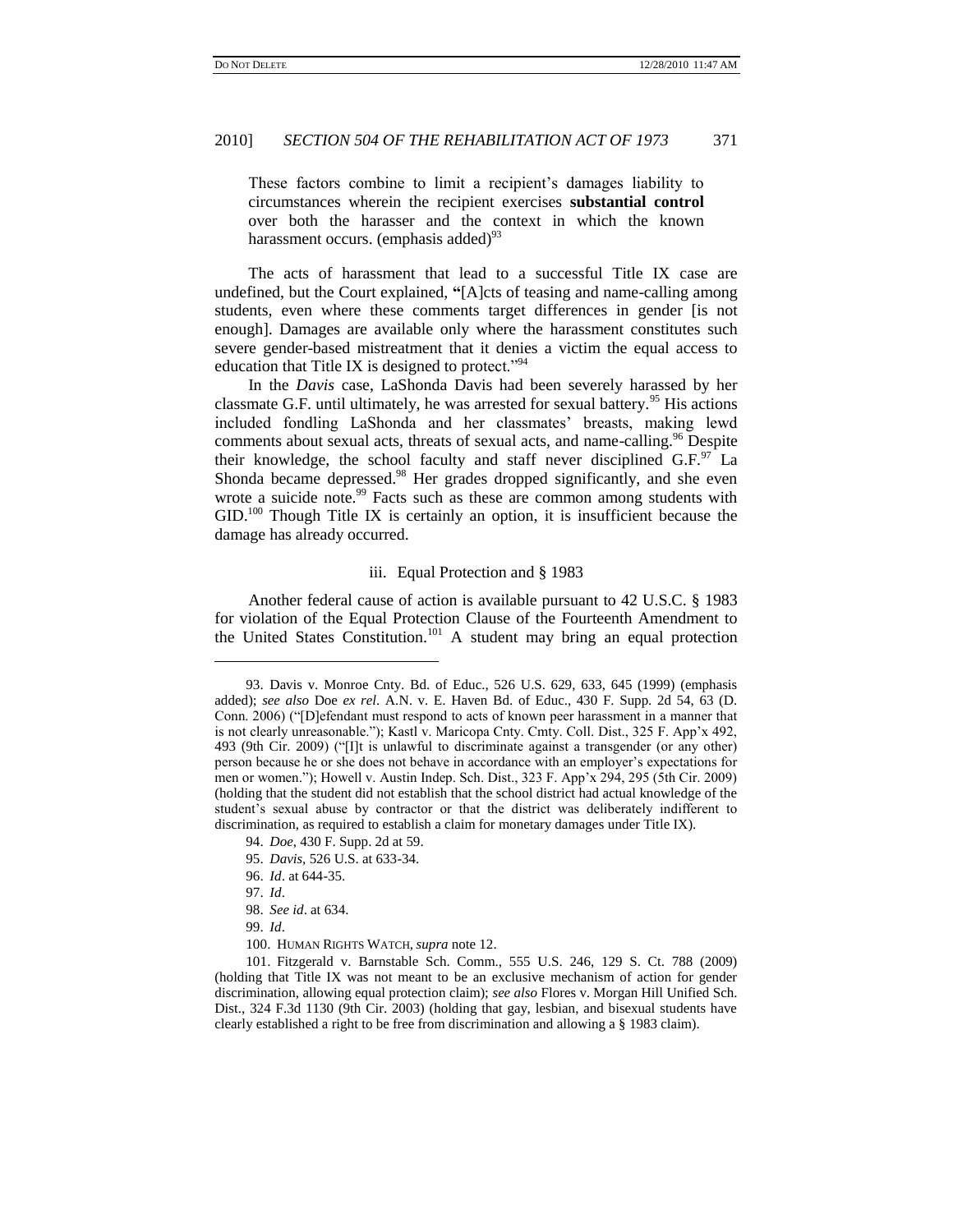These factors combine to limit a recipient's damages liability to circumstances wherein the recipient exercises **substantial control** over both the harasser and the context in which the known harassment occurs. (emphasis added)[93]

The acts of harassment that lead to a successful Title IX case are undefined, but the Court explained, **"**[A]cts of teasing and name-calling among students, even where these comments target differences in gender [is not enough]. Damages are available only where the harassment constitutes such severe gender-based mistreatment that it denies a victim the equal access to education that Title IX is designed to protect."[94]

In the *Davis* case, LaShonda Davis had been severely harassed by her classmate G.F. until ultimately, he was arrested for sexual battery.[95] His actions included fondling LaShonda and her classmates' breasts, making lewd comments about sexual acts, threats of sexual acts, and name-calling.[96] Despite their knowledge, the school faculty and staff never disciplined G.F.[97] La Shonda became depressed.[98] Her grades dropped significantly, and she even wrote a suicide note.[99] Facts such as these are common among students with GID.[100] Though Title IX is certainly an option, it is insufficient because the damage has already occurred.

### iii. Equal Protection and § 1983

Another federal cause of action is available pursuant to 42 U.S.C. § 1983 for violation of the Equal Protection Clause of the Fourteenth Amendment to the United States Constitution.[101] A student may bring an equal protection

---

93. Davis v. Monroe Cnty. Bd. of Educ., 526 U.S. 629, 633, 645 (1999) (emphasis added); *see also* Doe *ex rel*. A.N. v. E. Haven Bd. of Educ., 430 F. Supp. 2d 54, 63 (D. Conn. 2006) ("[D]efendant must respond to acts of known peer harassment in a manner that is not clearly unreasonable."); Kastl v. Maricopa Cnty. Cmty. Coll. Dist., 325 F. App'x 492, 493 (9th Cir. 2009) ("[I]t is unlawful to discriminate against a transgender (or any other) person because he or she does not behave in accordance with an employer's expectations for men or women."); Howell v. Austin Indep. Sch. Dist., 323 F. App'x 294, 295 (5th Cir. 2009) (holding that the student did not establish that the school district had actual knowledge of the student's sexual abuse by contractor or that the district was deliberately indifferent to discrimination, as required to establish a claim for monetary damages under Title IX).

94. *Doe*, 430 F. Supp. 2d at 59.

95. *Davis*, 526 U.S. at 633-34.

96. *Id*. at 644-35.

97. *Id*.

98. *See id*. at 634.

99. *Id*.

100. HUMAN RIGHTS WATCH, *supra* note 12.

101. Fitzgerald v. Barnstable Sch. Comm., 555 U.S. 246, 129 S. Ct. 788 (2009) (holding that Title IX was not meant to be an exclusive mechanism of action for gender discrimination, allowing equal protection claim); *see also* Flores v. Morgan Hill Unified Sch. Dist., 324 F.3d 1130 (9th Cir. 2003) (holding that gay, lesbian, and bisexual students have clearly established a right to be free from discrimination and allowing a § 1983 claim).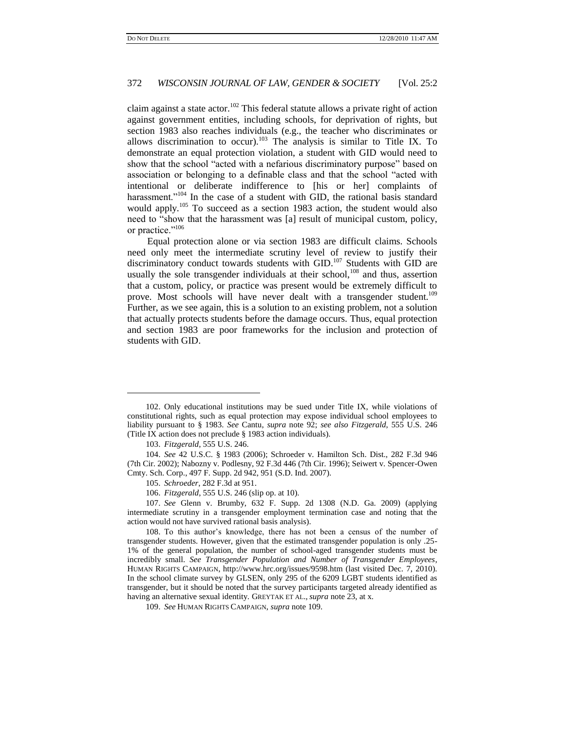claim against a state actor.[102] This federal statute allows a private right of action against government entities, including schools, for deprivation of rights, but section 1983 also reaches individuals (e.g., the teacher who discriminates or allows discrimination to occur).[103] The analysis is similar to Title IX. To demonstrate an equal protection violation, a student with GID would need to show that the school "acted with a nefarious discriminatory purpose" based on association or belonging to a definable class and that the school "acted with intentional or deliberate indifference to [his or her] complaints of harassment."[104] In the case of a student with GID, the rational basis standard would apply.[105] To succeed as a section 1983 action, the student would also need to "show that the harassment was [a] result of municipal custom, policy, or practice."[106]

Equal protection alone or via section 1983 are difficult claims. Schools need only meet the intermediate scrutiny level of review to justify their discriminatory conduct towards students with GID.[107] Students with GID are usually the sole transgender individuals at their school,[108] and thus, assertion that a custom, policy, or practice was present would be extremely difficult to prove. Most schools will have never dealt with a transgender student.[109] Further, as we see again, this is a solution to an existing problem, not a solution that actually protects students before the damage occurs. Thus, equal protection and section 1983 are poor frameworks for the inclusion and protection of students with GID.

---

102. Only educational institutions may be sued under Title IX, while violations of constitutional rights, such as equal protection may expose individual school employees to liability pursuant to § 1983. *See* Cantu, *supra* note 92; *see also Fitzgerald*, 555 U.S. 246 (Title IX action does not preclude § 1983 action individuals).

103. *Fitzgerald*, 555 U.S. 246.

104. *See* 42 U.S.C. § 1983 (2006); Schroeder v. Hamilton Sch. Dist., 282 F.3d 946 (7th Cir. 2002); Nabozny v. Podlesny, 92 F.3d 446 (7th Cir. 1996); Seiwert v. Spencer-Owen Cmty. Sch. Corp., 497 F. Supp. 2d 942, 951 (S.D. Ind. 2007).

105. *Schroeder*, 282 F.3d at 951.

106. *Fitzgerald*, 555 U.S. 246 (slip op. at 10).

107. *See* Glenn v. Brumby, 632 F. Supp. 2d 1308 (N.D. Ga. 2009) (applying intermediate scrutiny in a transgender employment termination case and noting that the action would not have survived rational basis analysis).

108. To this author's knowledge, there has not been a census of the number of transgender students. However, given that the estimated transgender population is only .25-1% of the general population, the number of school-aged transgender students must be incredibly small. *See Transgender Population and Number of Transgender Employees*, HUMAN RIGHTS CAMPAIGN, http://www.hrc.org/issues/9598.htm (last visited Dec. 7, 2010). In the school climate survey by GLSEN, only 295 of the 6209 LGBT students identified as transgender, but it should be noted that the survey participants targeted already identified as having an alternative sexual identity. GREYTAK ET AL., *supra* note 23, at x.

109. *See* HUMAN RIGHTS CAMPAIGN, *supra* note 109.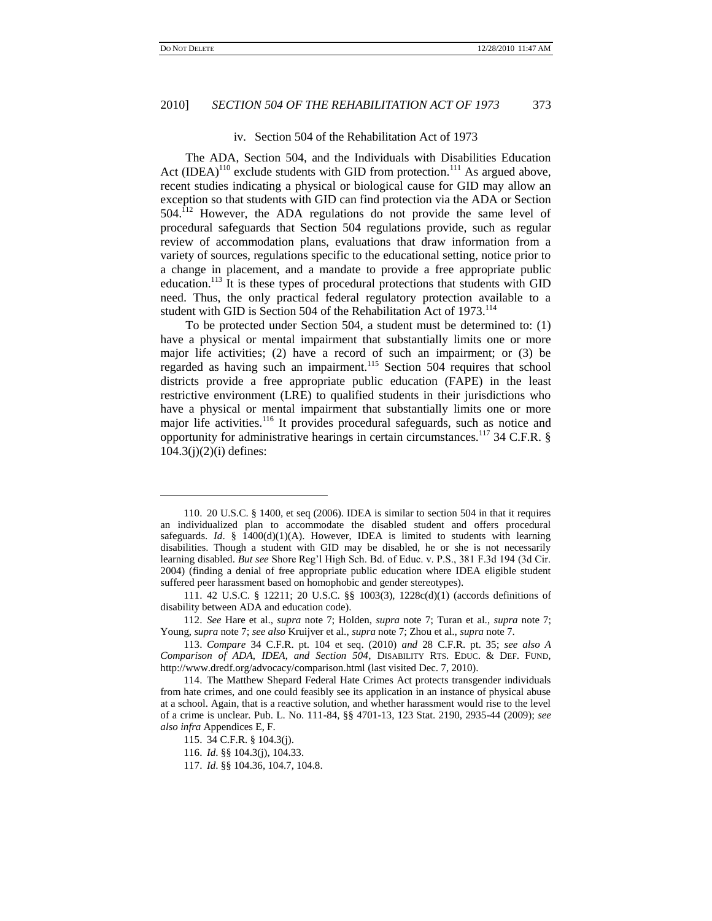#### iv. Section 504 of the Rehabilitation Act of 1973

The ADA, Section 504, and the Individuals with Disabilities Education Act (IDEA)[110] exclude students with GID from protection.[111] As argued above, recent studies indicating a physical or biological cause for GID may allow an exception so that students with GID can find protection via the ADA or Section 504.[112] However, the ADA regulations do not provide the same level of procedural safeguards that Section 504 regulations provide, such as regular review of accommodation plans, evaluations that draw information from a variety of sources, regulations specific to the educational setting, notice prior to a change in placement, and a mandate to provide a free appropriate public education.[113] It is these types of procedural protections that students with GID need. Thus, the only practical federal regulatory protection available to a student with GID is Section 504 of the Rehabilitation Act of 1973.[114]

To be protected under Section 504, a student must be determined to: (1) have a physical or mental impairment that substantially limits one or more major life activities; (2) have a record of such an impairment; or (3) be regarded as having such an impairment.[115] Section 504 requires that school districts provide a free appropriate public education (FAPE) in the least restrictive environment (LRE) to qualified students in their jurisdictions who have a physical or mental impairment that substantially limits one or more major life activities.[116] It provides procedural safeguards, such as notice and opportunity for administrative hearings in certain circumstances.[117] 34 C.F.R. § 104.3(j)(2)(i) defines:

---

110. 20 U.S.C. § 1400, et seq (2006). IDEA is similar to section 504 in that it requires an individualized plan to accommodate the disabled student and offers procedural safeguards. *Id*. § 1400(d)(1)(A). However, IDEA is limited to students with learning disabilities. Though a student with GID may be disabled, he or she is not necessarily learning disabled. *But see* Shore Reg'l High Sch. Bd. of Educ. v. P.S., 381 F.3d 194 (3d Cir. 2004) (finding a denial of free appropriate public education where IDEA eligible student suffered peer harassment based on homophobic and gender stereotypes).

111. 42 U.S.C. § 12211; 20 U.S.C. §§ 1003(3), 1228c(d)(1) (accords definitions of disability between ADA and education code).

112. *See* Hare et al., *supra* note 7; Holden, *supra* note 7; Turan et al., *supra* note 7; Young, *supra* note 7; *see also* Kruijver et al., *supra* note 7; Zhou et al., *supra* note 7.

113. *Compare* 34 C.F.R. pt. 104 et seq. (2010) *and* 28 C.F.R. pt. 35; *see also A Comparison of ADA, IDEA, and Section 504*, DISABILITY RTS. EDUC. & DEF. FUND, http://www.dredf.org/advocacy/comparison.html (last visited Dec. 7, 2010).

114. The Matthew Shepard Federal Hate Crimes Act protects transgender individuals from hate crimes, and one could feasibly see its application in an instance of physical abuse at a school. Again, that is a reactive solution, and whether harassment would rise to the level of a crime is unclear. Pub. L. No. 111-84, §§ 4701-13, 123 Stat. 2190, 2935-44 (2009); *see also infra* Appendices E, F.

115. 34 C.F.R. § 104.3(j).

116. *Id*. §§ 104.3(j), 104.33.

117. *Id*. §§ 104.36, 104.7, 104.8.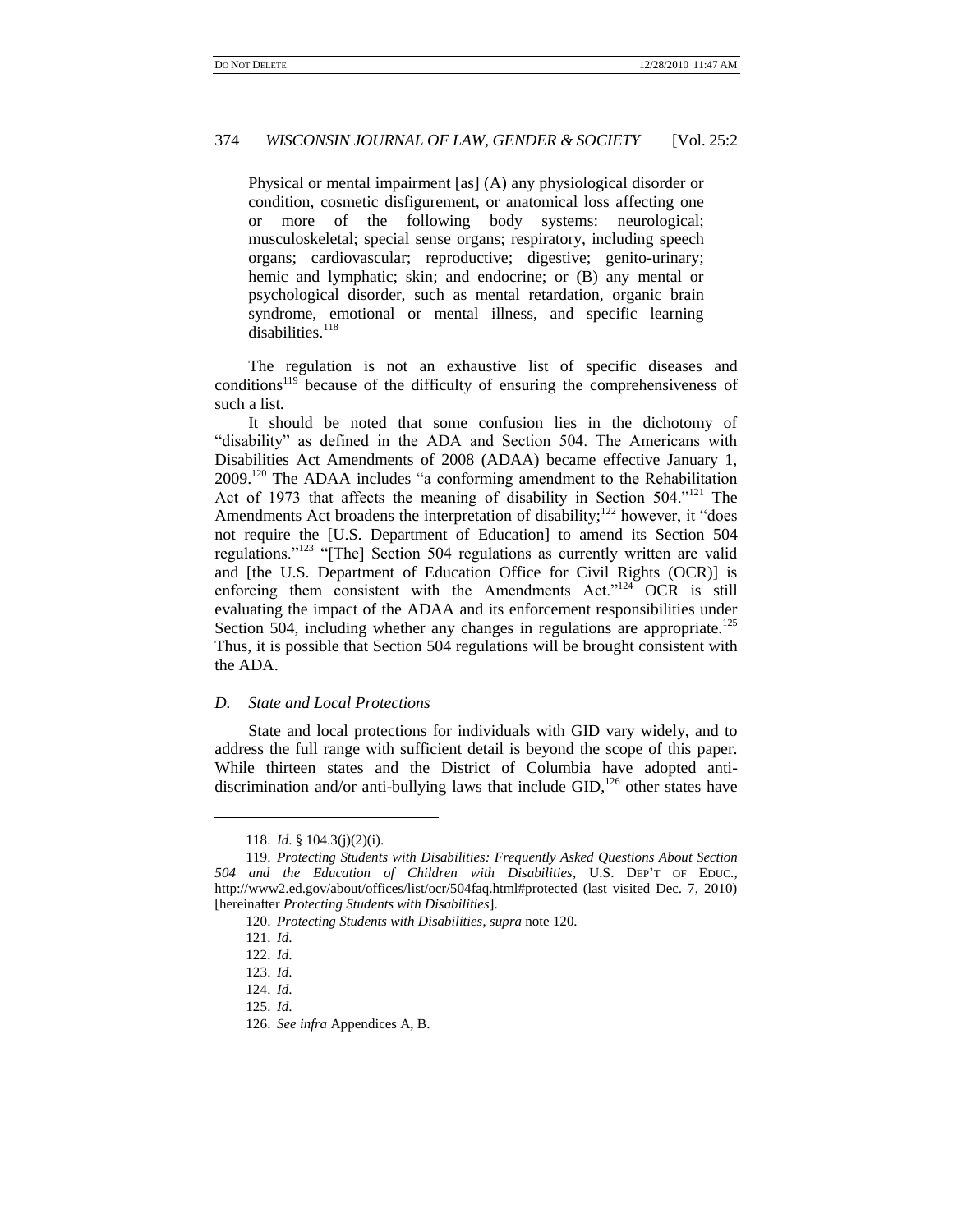> Physical or mental impairment [as] (A) any physiological disorder or condition, cosmetic disfigurement, or anatomical loss affecting one or more of the following body systems: neurological; musculoskeletal; special sense organs; respiratory, including speech organs; cardiovascular; reproductive; digestive; genito-urinary; hemic and lymphatic; skin; and endocrine; or (B) any mental or psychological disorder, such as mental retardation, organic brain syndrome, emotional or mental illness, and specific learning disabilities.[118]

The regulation is not an exhaustive list of specific diseases and conditions[119] because of the difficulty of ensuring the comprehensiveness of such a list.

It should be noted that some confusion lies in the dichotomy of "disability" as defined in the ADA and Section 504. The Americans with Disabilities Act Amendments of 2008 (ADAA) became effective January 1, 2009.[120] The ADAA includes "a conforming amendment to the Rehabilitation Act of 1973 that affects the meaning of disability in Section 504."[121] The Amendments Act broadens the interpretation of disability;[122] however, it "does not require the [U.S. Department of Education] to amend its Section 504 regulations."[123] "[The] Section 504 regulations as currently written are valid and [the U.S. Department of Education Office for Civil Rights (OCR)] is enforcing them consistent with the Amendments Act."[124] OCR is still evaluating the impact of the ADAA and its enforcement responsibilities under Section 504, including whether any changes in regulations are appropriate.[125] Thus, it is possible that Section 504 regulations will be brought consistent with the ADA.

### *D. State and Local Protections*

State and local protections for individuals with GID vary widely, and to address the full range with sufficient detail is beyond the scope of this paper. While thirteen states and the District of Columbia have adopted anti-discrimination and/or anti-bullying laws that include GID,[126] other states have

---

118. *Id.* § 104.3(j)(2)(i).

119. *Protecting Students with Disabilities: Frequently Asked Questions About Section 504 and the Education of Children with Disabilities*, U.S. DEP'T OF EDUC., http://www2.ed.gov/about/offices/list/ocr/504faq.html#protected (last visited Dec. 7, 2010) [hereinafter *Protecting Students with Disabilities*].

120. *Protecting Students with Disabilities*, *supra* note 120.

121. *Id.*

122. *Id.*

123. *Id.*

124. *Id.*

125. *Id.*

126. *See infra* Appendices A, B.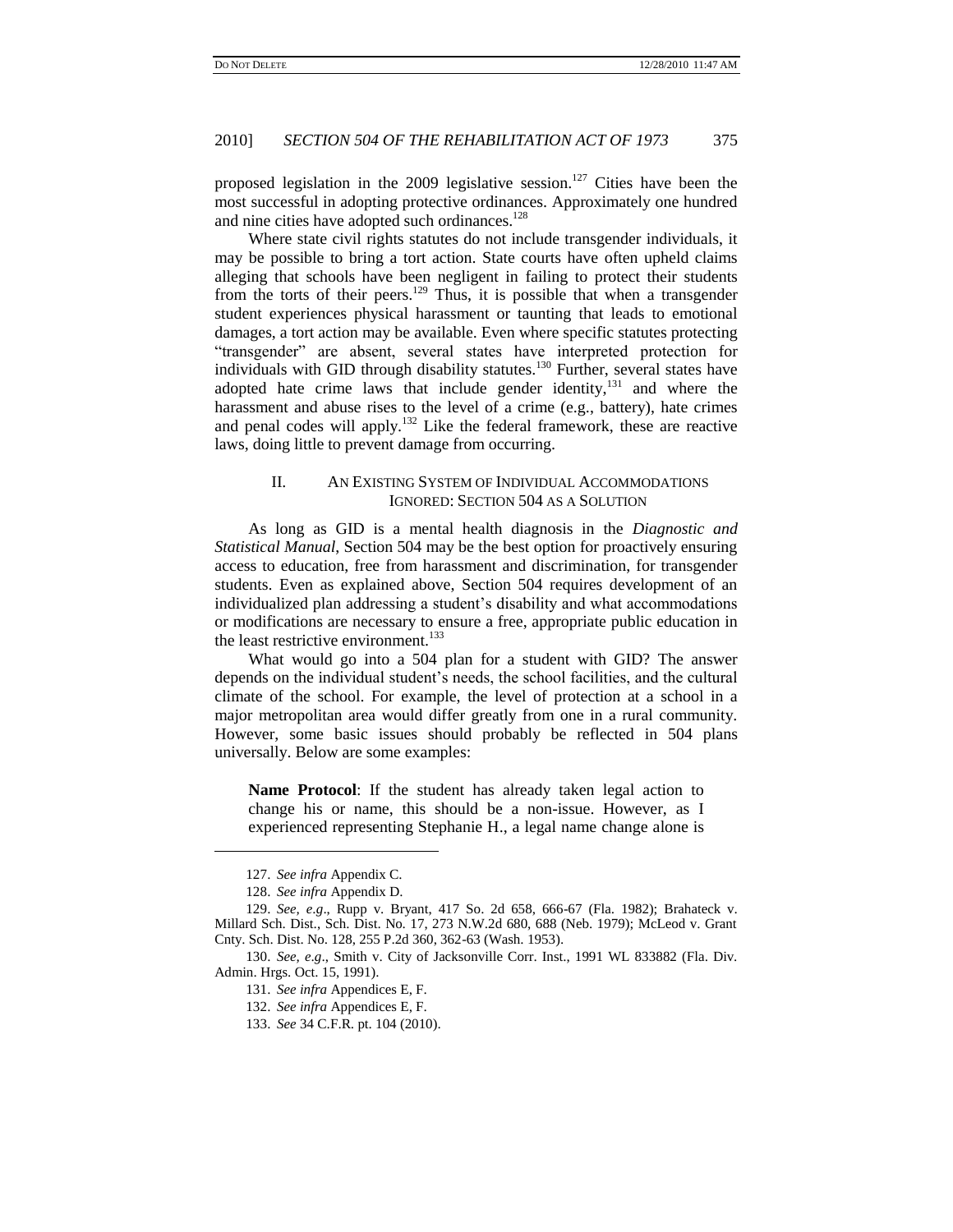proposed legislation in the 2009 legislative session.[127] Cities have been the most successful in adopting protective ordinances. Approximately one hundred and nine cities have adopted such ordinances.[128]

Where state civil rights statutes do not include transgender individuals, it may be possible to bring a tort action. State courts have often upheld claims alleging that schools have been negligent in failing to protect their students from the torts of their peers.[129] Thus, it is possible that when a transgender student experiences physical harassment or taunting that leads to emotional damages, a tort action may be available. Even where specific statutes protecting "transgender" are absent, several states have interpreted protection for individuals with GID through disability statutes.[130] Further, several states have adopted hate crime laws that include gender identity,[131] and where the harassment and abuse rises to the level of a crime (e.g., battery), hate crimes and penal codes will apply.[132] Like the federal framework, these are reactive laws, doing little to prevent damage from occurring.

## II. An Existing System of Individual Accommodations Ignored: Section 504 as a Solution

As long as GID is a mental health diagnosis in the *Diagnostic and Statistical Manual*, Section 504 may be the best option for proactively ensuring access to education, free from harassment and discrimination, for transgender students. Even as explained above, Section 504 requires development of an individualized plan addressing a student's disability and what accommodations or modifications are necessary to ensure a free, appropriate public education in the least restrictive environment.[133]

What would go into a 504 plan for a student with GID? The answer depends on the individual student's needs, the school facilities, and the cultural climate of the school. For example, the level of protection at a school in a major metropolitan area would differ greatly from one in a rural community. However, some basic issues should probably be reflected in 504 plans universally. Below are some examples:

> **Name Protocol**: If the student has already taken legal action to change his or her name, this should be a non-issue. However, as I experienced representing Stephanie H., a legal name change alone is

---

127. *See infra* Appendix C.

128. *See infra* Appendix D.

129. *See, e.g.*, Rupp v. Bryant, 417 So. 2d 658, 666-67 (Fla. 1982); Brahateck v. Millard Sch. Dist., Sch. Dist. No. 17, 273 N.W.2d 680, 688 (Neb. 1979); McLeod v. Grant Cnty. Sch. Dist. No. 128, 255 P.2d 360, 362-63 (Wash. 1953).

130. *See, e.g.*, Smith v. City of Jacksonville Corr. Inst., 1991 WL 833882 (Fla. Div. Admin. Hrgs. Oct. 15, 1991).

131. *See infra* Appendices E, F.

132. *See infra* Appendices E, F.

133. *See* 34 C.F.R. pt. 104 (2010).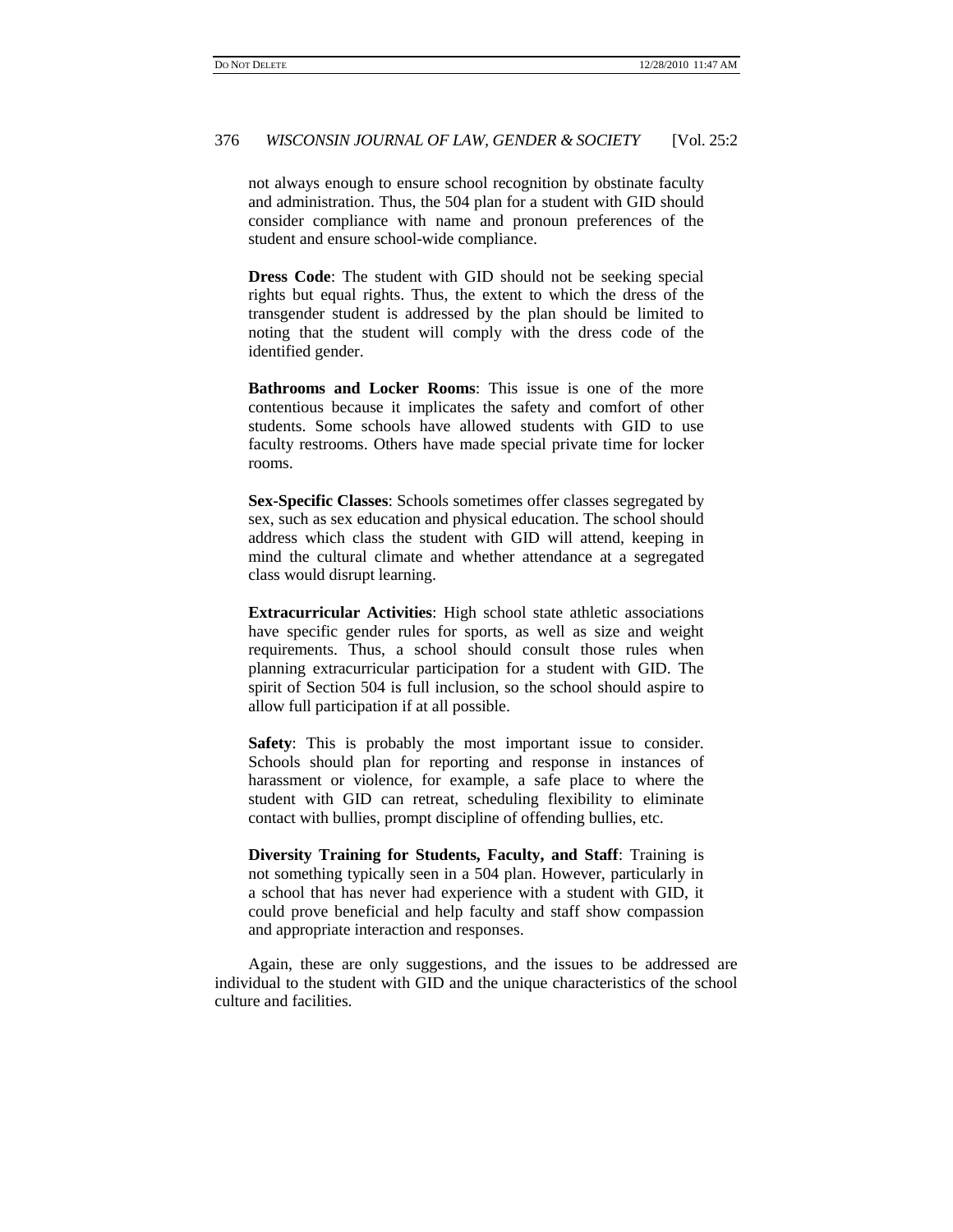not always enough to ensure school recognition by obstinate faculty and administration. Thus, the 504 plan for a student with GID should consider compliance with name and pronoun preferences of the student and ensure school-wide compliance.

**Dress Code**: The student with GID should not be seeking special rights but equal rights. Thus, the extent to which the dress of the transgender student is addressed by the plan should be limited to noting that the student will comply with the dress code of the identified gender.

**Bathrooms and Locker Rooms**: This issue is one of the more contentious because it implicates the safety and comfort of other students. Some schools have allowed students with GID to use faculty restrooms. Others have made special private time for locker rooms.

**Sex-Specific Classes**: Schools sometimes offer classes segregated by sex, such as sex education and physical education. The school should address which class the student with GID will attend, keeping in mind the cultural climate and whether attendance at a segregated class would disrupt learning.

**Extracurricular Activities**: High school state athletic associations have specific gender rules for sports, as well as size and weight requirements. Thus, a school should consult those rules when planning extracurricular participation for a student with GID. The spirit of Section 504 is full inclusion, so the school should aspire to allow full participation if at all possible.

**Safety**: This is probably the most important issue to consider. Schools should plan for reporting and response in instances of harassment or violence, for example, a safe place to where the student with GID can retreat, scheduling flexibility to eliminate contact with bullies, prompt discipline of offending bullies, etc.

**Diversity Training for Students, Faculty, and Staff**: Training is not something typically seen in a 504 plan. However, particularly in a school that has never had experience with a student with GID, it could prove beneficial and help faculty and staff show compassion and appropriate interaction and responses.

Again, these are only suggestions, and the issues to be addressed are individual to the student with GID and the unique characteristics of the school culture and facilities.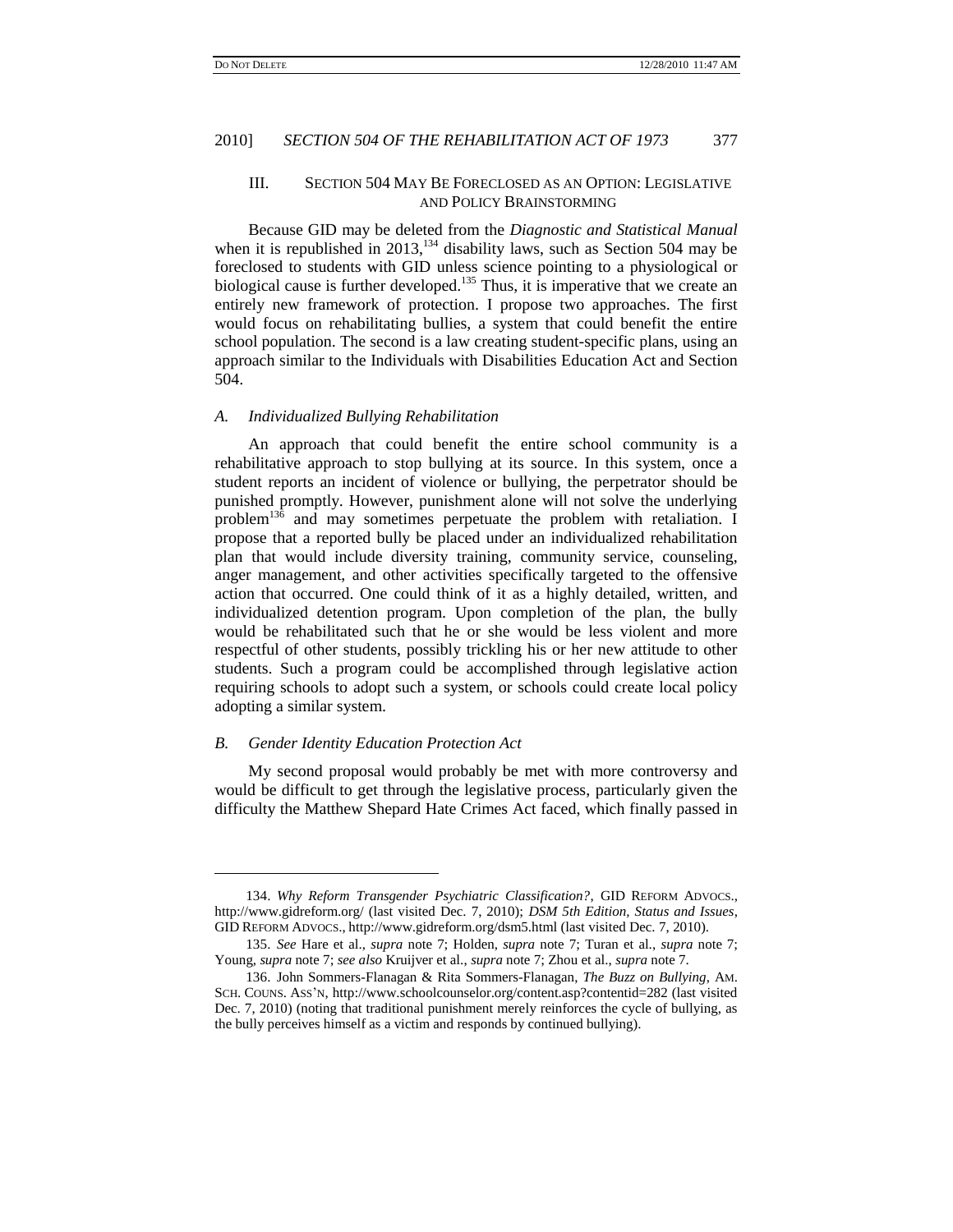## III. Section 504 May Be Foreclosed as an Option: Legislative and Policy Brainstorming

Because GID may be deleted from the *Diagnostic and Statistical Manual* when it is republished in 2013,[134] disability laws, such as Section 504 may be foreclosed to students with GID unless science pointing to a physiological or biological cause is further developed.[135] Thus, it is imperative that we create an entirely new framework of protection. I propose two approaches. The first would focus on rehabilitating bullies, a system that could benefit the entire school population. The second is a law creating student-specific plans, using an approach similar to the Individuals with Disabilities Education Act and Section 504.

### *A. Individualized Bullying Rehabilitation*

An approach that could benefit the entire school community is a rehabilitative approach to stop bullying at its source. In this system, once a student reports an incident of violence or bullying, the perpetrator should be punished promptly. However, punishment alone will not solve the underlying problem[136] and may sometimes perpetuate the problem with retaliation. I propose that a reported bully be placed under an individualized rehabilitation plan that would include diversity training, community service, counseling, anger management, and other activities specifically targeted to the offensive action that occurred. One could think of it as a highly detailed, written, and individualized detention program. Upon completion of the plan, the bully would be rehabilitated such that he or she would be less violent and more respectful of other students, possibly trickling his or her new attitude to other students. Such a program could be accomplished through legislative action requiring schools to adopt such a system, or schools could create local policy adopting a similar system.

### *B. Gender Identity Education Protection Act*

My second proposal would probably be met with more controversy and would be difficult to get through the legislative process, particularly given the difficulty the Matthew Shepard Hate Crimes Act faced, which finally passed in

---

134. *Why Reform Transgender Psychiatric Classification?*, GID REFORM ADVOCS., http://www.gidreform.org/ (last visited Dec. 7, 2010); *DSM 5th Edition, Status and Issues*, GID REFORM ADVOCS., http://www.gidreform.org/dsm5.html (last visited Dec. 7, 2010).

135. *See* Hare et al., *supra* note 7; Holden, *supra* note 7; Turan et al., *supra* note 7; Young, *supra* note 7; *see also* Kruijver et al., *supra* note 7; Zhou et al., *supra* note 7.

136. John Sommers-Flanagan & Rita Sommers-Flanagan, *The Buzz on Bullying*, AM. SCH. COUNS. ASS'N, http://www.schoolcounselor.org/content.asp?contentid=282 (last visited Dec. 7, 2010) (noting that traditional punishment merely reinforces the cycle of bullying, as the bully perceives himself as a victim and responds by continued bullying).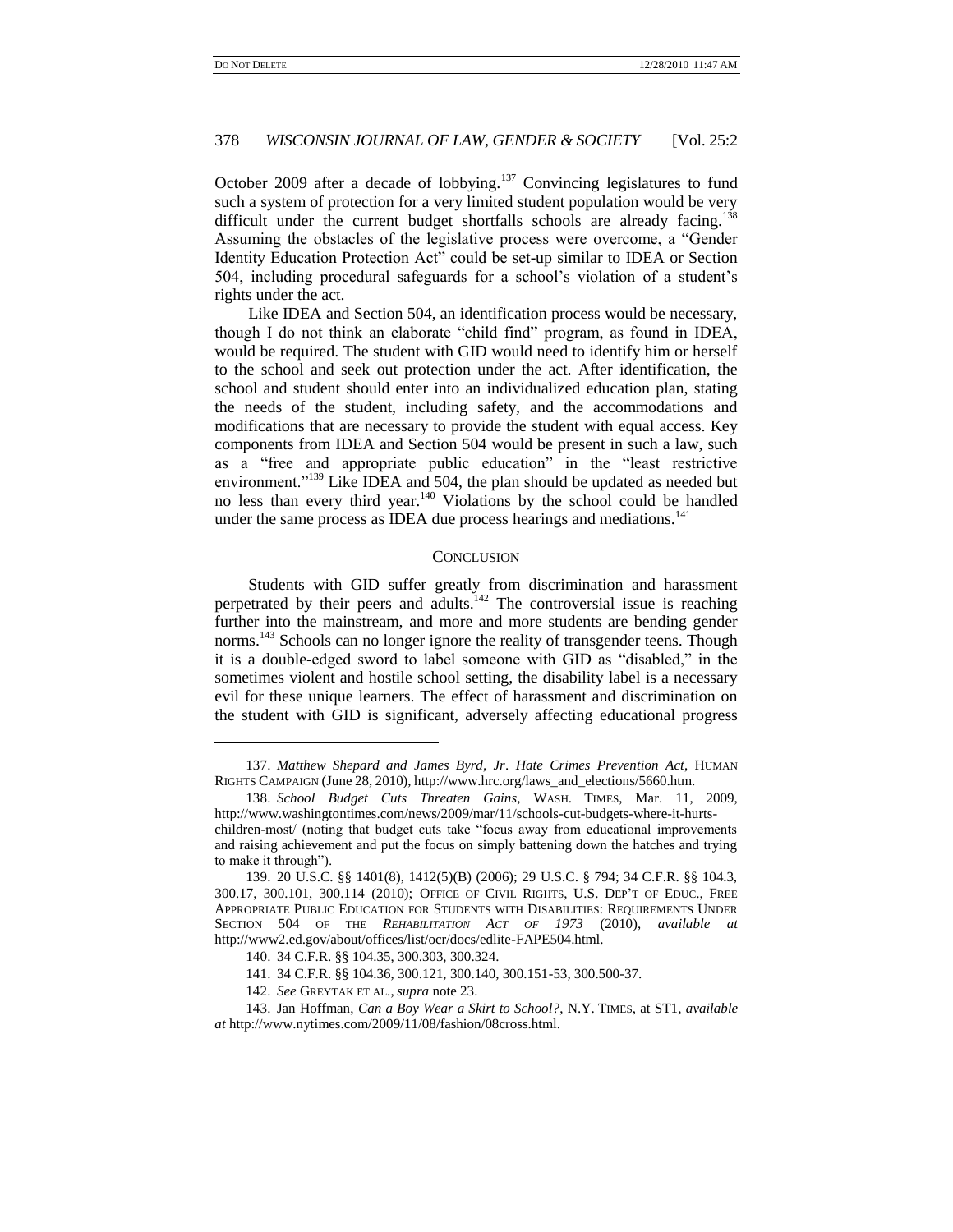October 2009 after a decade of lobbying.[137] Convincing legislatures to fund such a system of protection for a very limited student population would be very difficult under the current budget shortfalls schools are already facing.[138] Assuming the obstacles of the legislative process were overcome, a "Gender Identity Education Protection Act" could be set-up similar to IDEA or Section 504, including procedural safeguards for a school's violation of a student's rights under the act.

Like IDEA and Section 504, an identification process would be necessary, though I do not think an elaborate "child find" program, as found in IDEA, would be required. The student with GID would need to identify him or herself to the school and seek out protection under the act. After identification, the school and student should enter into an individualized education plan, stating the needs of the student, including safety, and the accommodations and modifications that are necessary to provide the student with equal access. Key components from IDEA and Section 504 would be present in such a law, such as a "free and appropriate public education" in the "least restrictive environment."[139] Like IDEA and 504, the plan should be updated as needed but no less than every third year.[140] Violations by the school could be handled under the same process as IDEA due process hearings and mediations.[141]

## CONCLUSION

Students with GID suffer greatly from discrimination and harassment perpetrated by their peers and adults.[142] The controversial issue is reaching further into the mainstream, and more and more students are bending gender norms.[143] Schools can no longer ignore the reality of transgender teens. Though it is a double-edged sword to label someone with GID as "disabled," in the sometimes violent and hostile school setting, the disability label is a necessary evil for these unique learners. The effect of harassment and discrimination on the student with GID is significant, adversely affecting educational progress

---

137. *Matthew Shepard and James Byrd, Jr. Hate Crimes Prevention Act*, HUMAN RIGHTS CAMPAIGN (June 28, 2010), http://www.hrc.org/laws_and_elections/5660.htm.

138. *School Budget Cuts Threaten Gains*, WASH. TIMES, Mar. 11, 2009, http://www.washingtontimes.com/news/2009/mar/11/schools-cut-budgets-where-it-hurts-children-most/ (noting that budget cuts take "focus away from educational improvements and raising achievement and put the focus on simply battening down the hatches and trying to make it through").

139. 20 U.S.C. §§ 1401(8), 1412(5)(B) (2006); 29 U.S.C. § 794; 34 C.F.R. §§ 104.3, 300.17, 300.101, 300.114 (2010); OFFICE OF CIVIL RIGHTS, U.S. DEP'T OF EDUC., FREE APPROPRIATE PUBLIC EDUCATION FOR STUDENTS WITH DISABILITIES: REQUIREMENTS UNDER SECTION 504 OF THE *REHABILITATION ACT OF 1973* (2010), *available at* http://www2.ed.gov/about/offices/list/ocr/docs/edlite-FAPE504.html.

140. 34 C.F.R. §§ 104.35, 300.303, 300.324.

141. 34 C.F.R. §§ 104.36, 300.121, 300.140, 300.151-53, 300.500-37.

142. *See* GREYTAK ET AL., *supra* note 23.

143. Jan Hoffman, *Can a Boy Wear a Skirt to School?*, N.Y. TIMES, at ST1, *available at* http://www.nytimes.com/2009/11/08/fashion/08cross.html.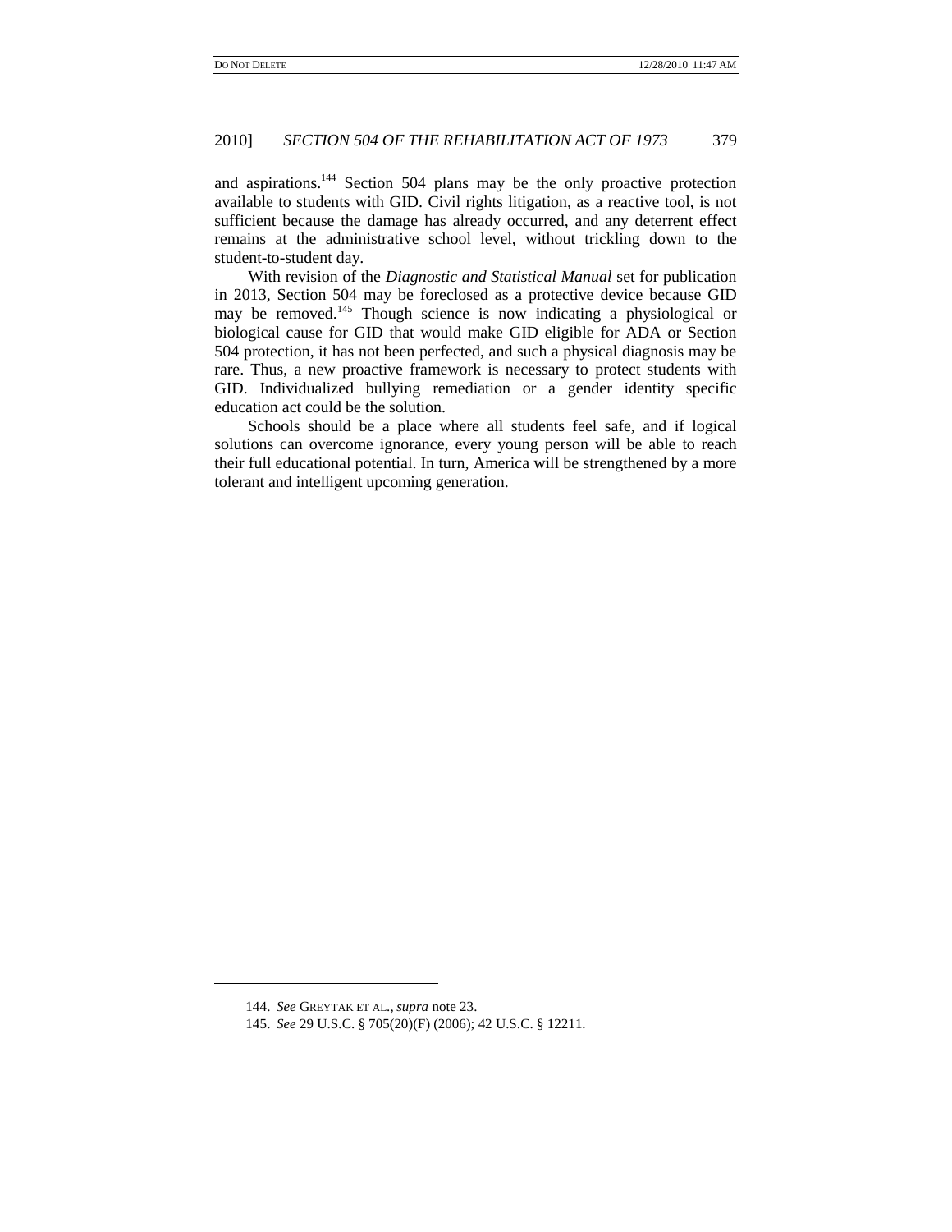and aspirations.[144] Section 504 plans may be the only proactive protection available to students with GID. Civil rights litigation, as a reactive tool, is not sufficient because the damage has already occurred, and any deterrent effect remains at the administrative school level, without trickling down to the student-to-student day.

With revision of the *Diagnostic and Statistical Manual* set for publication in 2013, Section 504 may be foreclosed as a protective device because GID may be removed.[145] Though science is now indicating a physiological or biological cause for GID that would make GID eligible for ADA or Section 504 protection, it has not been perfected, and such a physical diagnosis may be rare. Thus, a new proactive framework is necessary to protect students with GID. Individualized bullying remediation or a gender identity specific education act could be the solution.

Schools should be a place where all students feel safe, and if logical solutions can overcome ignorance, every young person will be able to reach their full educational potential. In turn, America will be strengthened by a more tolerant and intelligent upcoming generation.

---

144. *See* GREYTAK ET AL., *supra* note 23.

145. *See* 29 U.S.C. § 705(20)(F) (2006); 42 U.S.C. § 12211.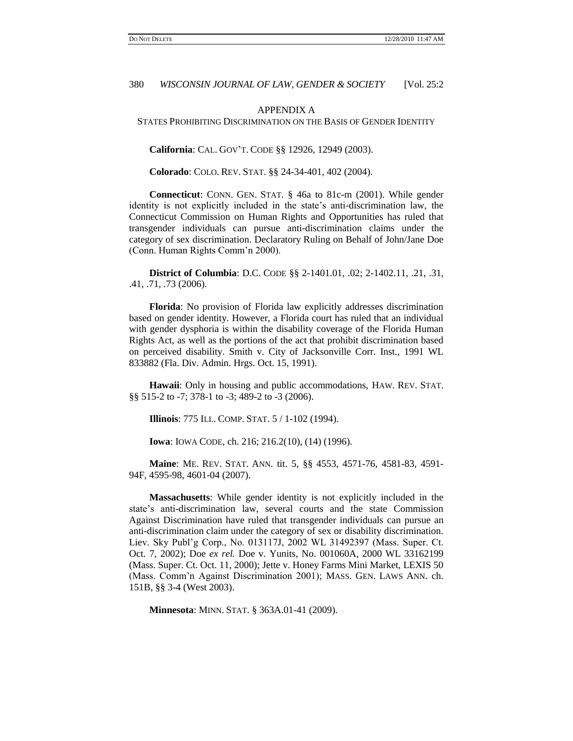## APPENDIX A

### STATES PROHIBITING DISCRIMINATION ON THE BASIS OF GENDER IDENTITY

**California**: CAL. GOV'T. CODE §§ 12926, 12949 (2003).

**Colorado**: COLO. REV. STAT. §§ 24-34-401, 402 (2004).

**Connecticut**: CONN. GEN. STAT. § 46a to 81c-m (2001). While gender identity is not explicitly included in the state's anti-discrimination law, the Connecticut Commission on Human Rights and Opportunities has ruled that transgender individuals can pursue anti-discrimination claims under the category of sex discrimination. Declaratory Ruling on Behalf of John/Jane Doe (Conn. Human Rights Comm'n 2000).

**District of Columbia**: D.C. CODE §§ 2-1401.01, .02; 2-1402.11, .21, .31, .41, .71, .73 (2006).

**Florida**: No provision of Florida law explicitly addresses discrimination based on gender identity. However, a Florida court has ruled that an individual with gender dysphoria is within the disability coverage of the Florida Human Rights Act, as well as the portions of the act that prohibit discrimination based on perceived disability. Smith v. City of Jacksonville Corr. Inst., 1991 WL 833882 (Fla. Div. Admin. Hrgs. Oct. 15, 1991).

**Hawaii**: Only in housing and public accommodations, HAW. REV. STAT. §§ 515-2 to -7; 378-1 to -3; 489-2 to -3 (2006).

**Illinois**: 775 ILL. COMP. STAT. 5 / 1-102 (1994).

**Iowa**: IOWA CODE, ch. 216; 216.2(10), (14) (1996).

**Maine**: ME. REV. STAT. ANN. tit. 5, §§ 4553, 4571-76, 4581-83, 4591-94F, 4595-98, 4601-04 (2007).

**Massachusetts**: While gender identity is not explicitly included in the state's anti-discrimination law, several courts and the state Commission Against Discrimination have ruled that transgender individuals can pursue an anti-discrimination claim under the category of sex or disability discrimination. Liev. Sky Publ'g Corp., No. 013117J, 2002 WL 31492397 (Mass. Super. Ct. Oct. 7, 2002); Doe *ex rel.* Doe v. Yunits, No. 001060A, 2000 WL 33162199 (Mass. Super. Ct. Oct. 11, 2000); Jette v. Honey Farms Mini Market, LEXIS 50 (Mass. Comm'n Against Discrimination 2001); MASS. GEN. LAWS ANN. ch. 151B, §§ 3-4 (West 2003).

**Minnesota**: MINN. STAT. § 363A.01-41 (2009).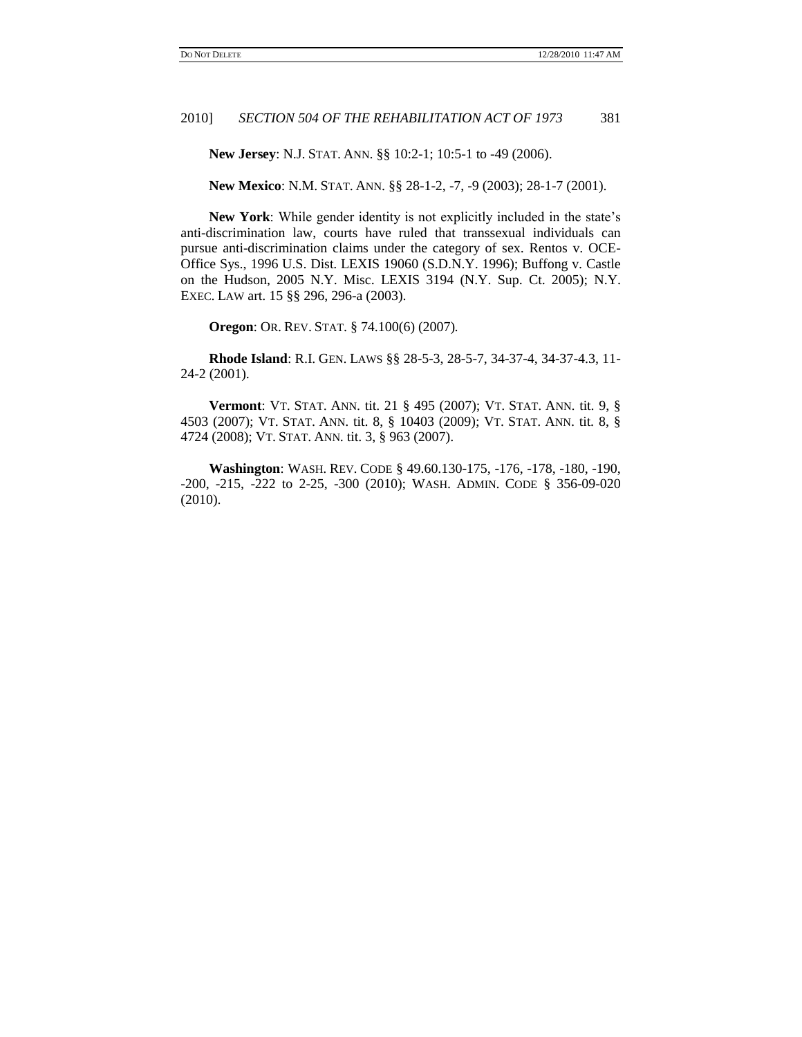**New Jersey**: N.J. STAT. ANN. §§ 10:2-1; 10:5-1 to -49 (2006).

**New Mexico**: N.M. STAT. ANN. §§ 28-1-2, -7, -9 (2003); 28-1-7 (2001).

**New York**: While gender identity is not explicitly included in the state's anti-discrimination law, courts have ruled that transsexual individuals can pursue anti-discrimination claims under the category of sex. Rentos v. OCE-Office Sys., 1996 U.S. Dist. LEXIS 19060 (S.D.N.Y. 1996); Buffong v. Castle on the Hudson, 2005 N.Y. Misc. LEXIS 3194 (N.Y. Sup. Ct. 2005); N.Y. EXEC. LAW art. 15 §§ 296, 296-a (2003).

**Oregon**: OR. REV. STAT. § 74.100(6) (2007).

**Rhode Island**: R.I. GEN. LAWS §§ 28-5-3, 28-5-7, 34-37-4, 34-37-4.3, 11-24-2 (2001).

**Vermont**: VT. STAT. ANN. tit. 21 § 495 (2007); VT. STAT. ANN. tit. 9, § 4503 (2007); VT. STAT. ANN. tit. 8, § 10403 (2009); VT. STAT. ANN. tit. 8, § 4724 (2008); VT. STAT. ANN. tit. 3, § 963 (2007).

**Washington**: WASH. REV. CODE § 49.60.130-175, -176, -178, -180, -190, -200, -215, -222 to 2-25, -300 (2010); WASH. ADMIN. CODE § 356-09-020 (2010).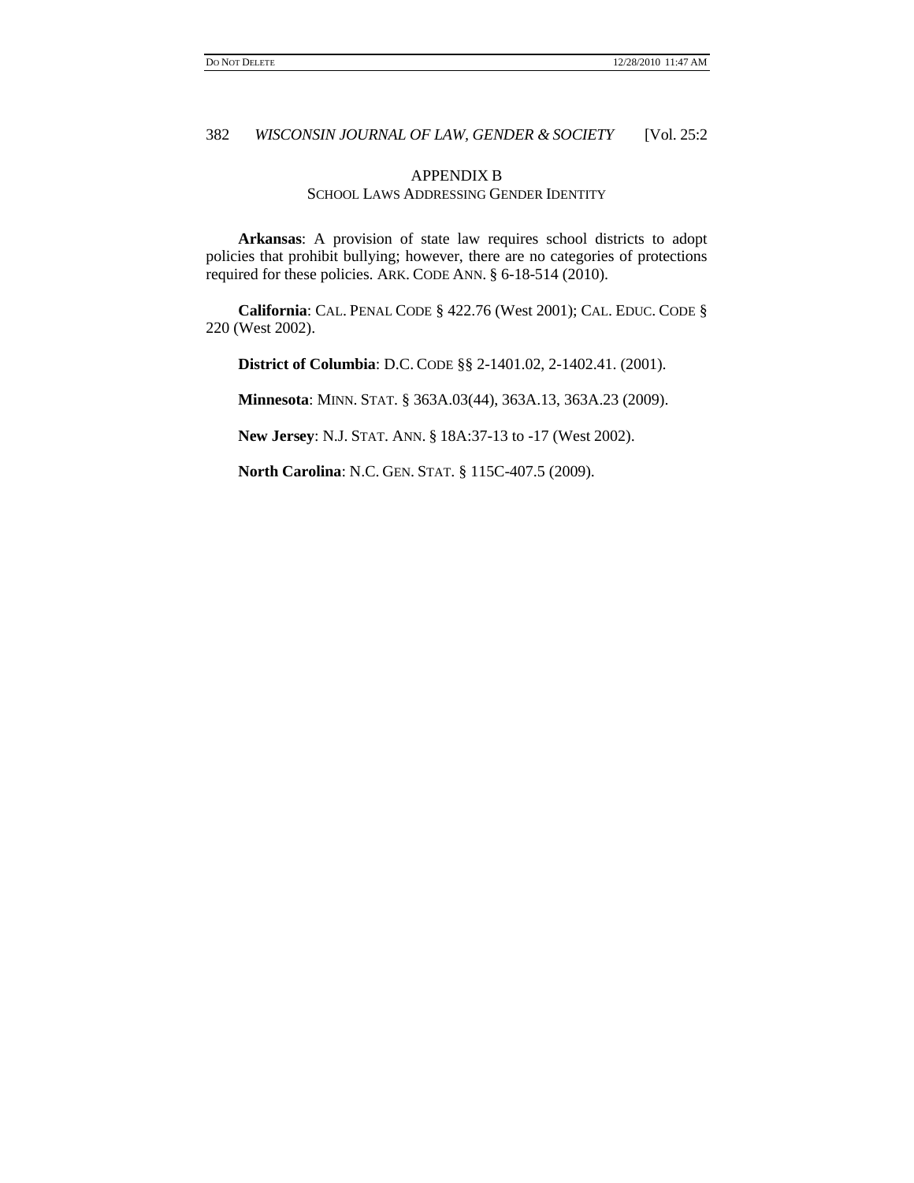## APPENDIX B
### SCHOOL LAWS ADDRESSING GENDER IDENTITY

**Arkansas**: A provision of state law requires school districts to adopt policies that prohibit bullying; however, there are no categories of protections required for these policies. ARK. CODE ANN. § 6-18-514 (2010).

**California**: CAL. PENAL CODE § 422.76 (West 2001); CAL. EDUC. CODE § 220 (West 2002).

**District of Columbia**: D.C. CODE §§ 2-1401.02, 2-1402.41. (2001).

**Minnesota**: MINN. STAT. § 363A.03(44), 363A.13, 363A.23 (2009).

**New Jersey**: N.J. STAT. ANN. § 18A:37-13 to -17 (West 2002).

**North Carolina**: N.C. GEN. STAT. § 115C-407.5 (2009).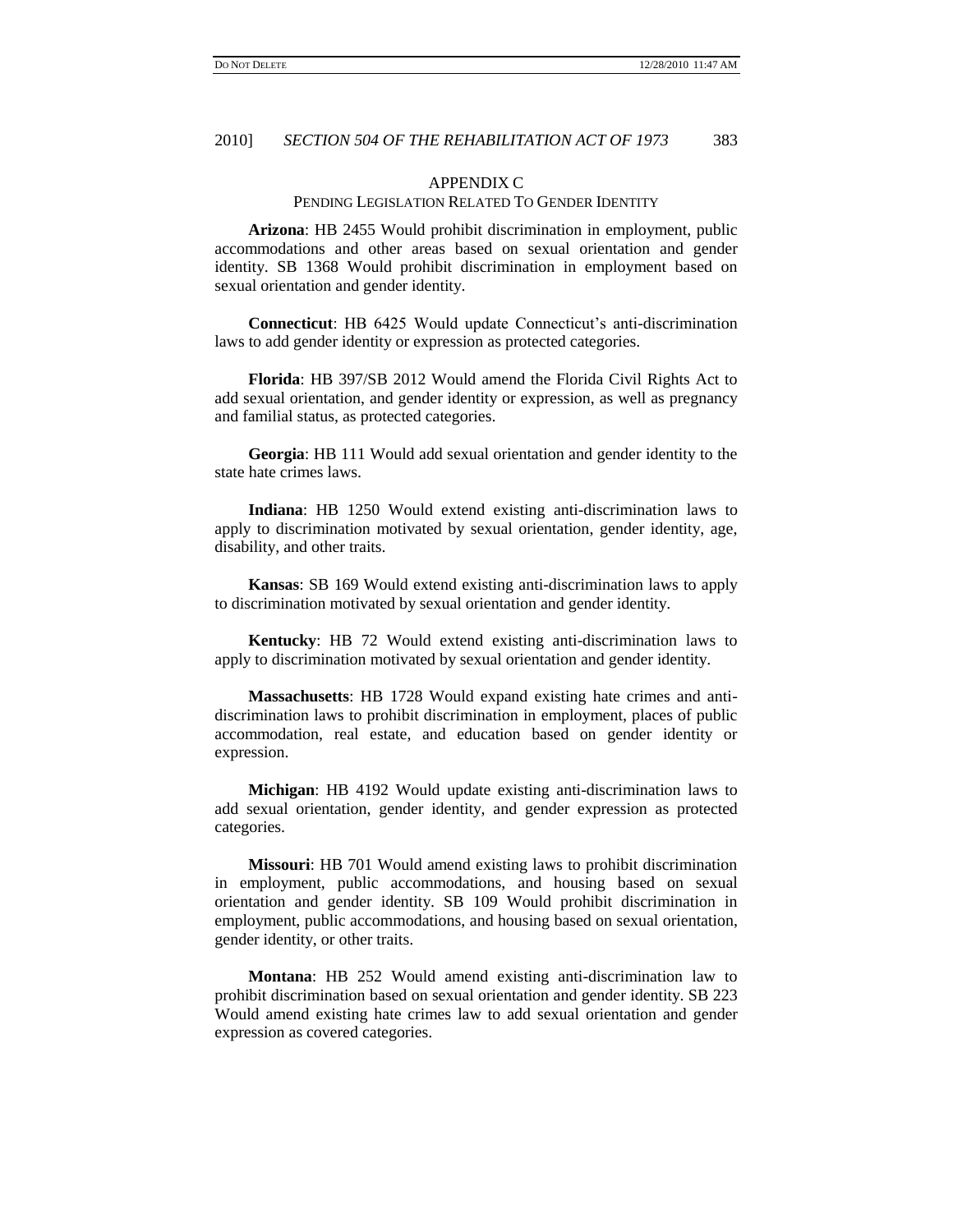## APPENDIX C

### PENDING LEGISLATION RELATED TO GENDER IDENTITY

**Arizona**: HB 2455 Would prohibit discrimination in employment, public accommodations and other areas based on sexual orientation and gender identity. SB 1368 Would prohibit discrimination in employment based on sexual orientation and gender identity.

**Connecticut**: HB 6425 Would update Connecticut's anti-discrimination laws to add gender identity or expression as protected categories.

**Florida**: HB 397/SB 2012 Would amend the Florida Civil Rights Act to add sexual orientation, and gender identity or expression, as well as pregnancy and familial status, as protected categories.

**Georgia**: HB 111 Would add sexual orientation and gender identity to the state hate crimes laws.

**Indiana**: HB 1250 Would extend existing anti-discrimination laws to apply to discrimination motivated by sexual orientation, gender identity, age, disability, and other traits.

**Kansas**: SB 169 Would extend existing anti-discrimination laws to apply to discrimination motivated by sexual orientation and gender identity.

**Kentucky**: HB 72 Would extend existing anti-discrimination laws to apply to discrimination motivated by sexual orientation and gender identity.

**Massachusetts**: HB 1728 Would expand existing hate crimes and anti-discrimination laws to prohibit discrimination in employment, places of public accommodation, real estate, and education based on gender identity or expression.

**Michigan**: HB 4192 Would update existing anti-discrimination laws to add sexual orientation, gender identity, and gender expression as protected categories.

**Missouri**: HB 701 Would amend existing laws to prohibit discrimination in employment, public accommodations, and housing based on sexual orientation and gender identity. SB 109 Would prohibit discrimination in employment, public accommodations, and housing based on sexual orientation, gender identity, or other traits.

**Montana**: HB 252 Would amend existing anti-discrimination law to prohibit discrimination based on sexual orientation and gender identity. SB 223 Would amend existing hate crimes law to add sexual orientation and gender expression as covered categories.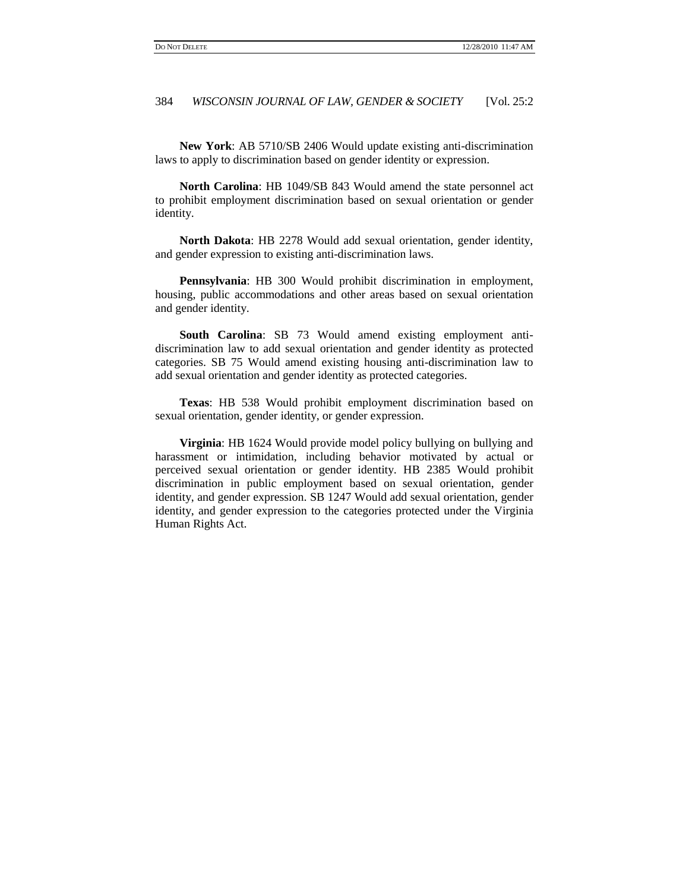**New York**: AB 5710/SB 2406 Would update existing anti-discrimination laws to apply to discrimination based on gender identity or expression.

**North Carolina**: HB 1049/SB 843 Would amend the state personnel act to prohibit employment discrimination based on sexual orientation or gender identity.

**North Dakota**: HB 2278 Would add sexual orientation, gender identity, and gender expression to existing anti-discrimination laws.

**Pennsylvania**: HB 300 Would prohibit discrimination in employment, housing, public accommodations and other areas based on sexual orientation and gender identity.

**South Carolina**: SB 73 Would amend existing employment anti-discrimination law to add sexual orientation and gender identity as protected categories. SB 75 Would amend existing housing anti-discrimination law to add sexual orientation and gender identity as protected categories.

**Texas**: HB 538 Would prohibit employment discrimination based on sexual orientation, gender identity, or gender expression.

**Virginia**: HB 1624 Would provide model policy bullying on bullying and harassment or intimidation, including behavior motivated by actual or perceived sexual orientation or gender identity. HB 2385 Would prohibit discrimination in public employment based on sexual orientation, gender identity, and gender expression. SB 1247 Would add sexual orientation, gender identity, and gender expression to the categories protected under the Virginia Human Rights Act.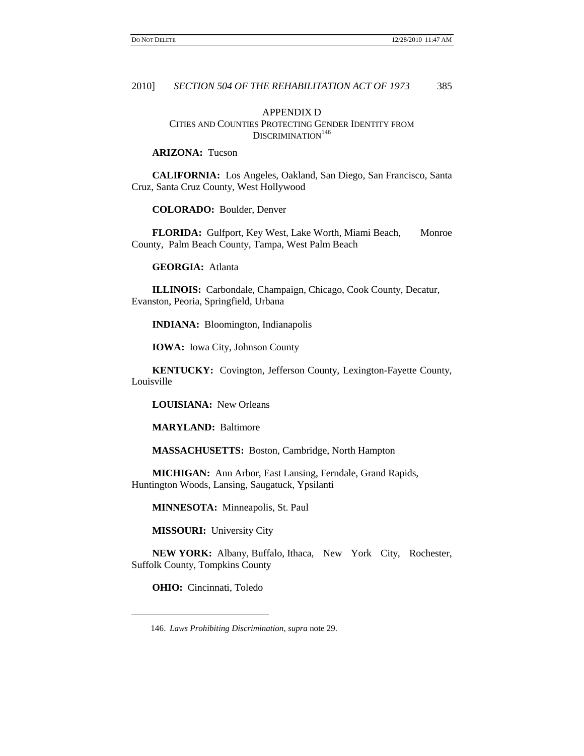## APPENDIX D

### CITIES AND COUNTIES PROTECTING GENDER IDENTITY FROM DISCRIMINATION[146]

**ARIZONA:** Tucson

**CALIFORNIA:** Los Angeles, Oakland, San Diego, San Francisco, Santa Cruz, Santa Cruz County, West Hollywood

**COLORADO:** Boulder, Denver

**FLORIDA:** Gulfport, Key West, Lake Worth, Miami Beach, Monroe County, Palm Beach County, Tampa, West Palm Beach

**GEORGIA:** Atlanta

**ILLINOIS:** Carbondale, Champaign, Chicago, Cook County, Decatur, Evanston, Peoria, Springfield, Urbana

**INDIANA:** Bloomington, Indianapolis

**IOWA:** Iowa City, Johnson County

**KENTUCKY:** Covington, Jefferson County, Lexington-Fayette County, Louisville

**LOUISIANA:** New Orleans

**MARYLAND:** Baltimore

**MASSACHUSETTS:** Boston, Cambridge, North Hampton

**MICHIGAN:** Ann Arbor, East Lansing, Ferndale, Grand Rapids, Huntington Woods, Lansing, Saugatuck, Ypsilanti

**MINNESOTA:** Minneapolis, St. Paul

**MISSOURI:** University City

**NEW YORK:** Albany, Buffalo, Ithaca, New York City, Rochester, Suffolk County, Tompkins County

**OHIO:** Cincinnati, Toledo

---

146. *Laws Prohibiting Discrimination*, *supra* note 29.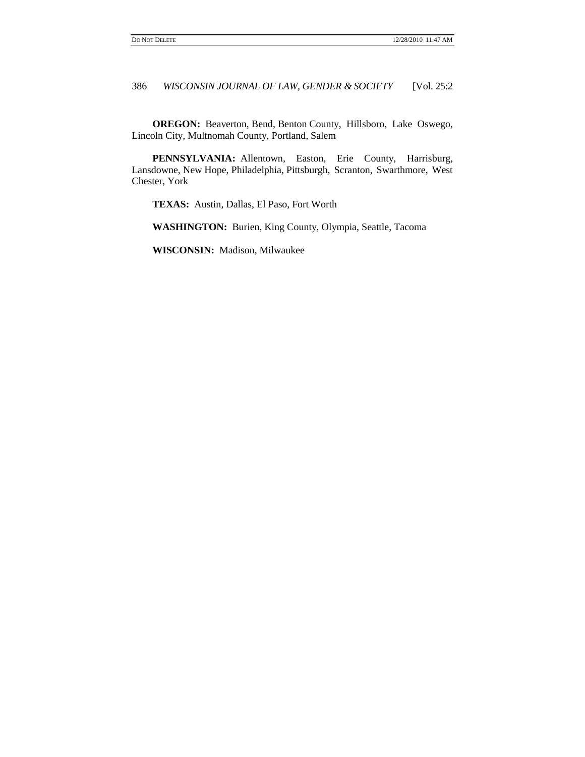**OREGON:** Beaverton, Bend, Benton County, Hillsboro, Lake Oswego, Lincoln City, Multnomah County, Portland, Salem

**PENNSYLVANIA:** Allentown, Easton, Erie County, Harrisburg, Lansdowne, New Hope, Philadelphia, Pittsburgh, Scranton, Swarthmore, West Chester, York

**TEXAS:** Austin, Dallas, El Paso, Fort Worth

**WASHINGTON:** Burien, King County, Olympia, Seattle, Tacoma

**WISCONSIN:** Madison, Milwaukee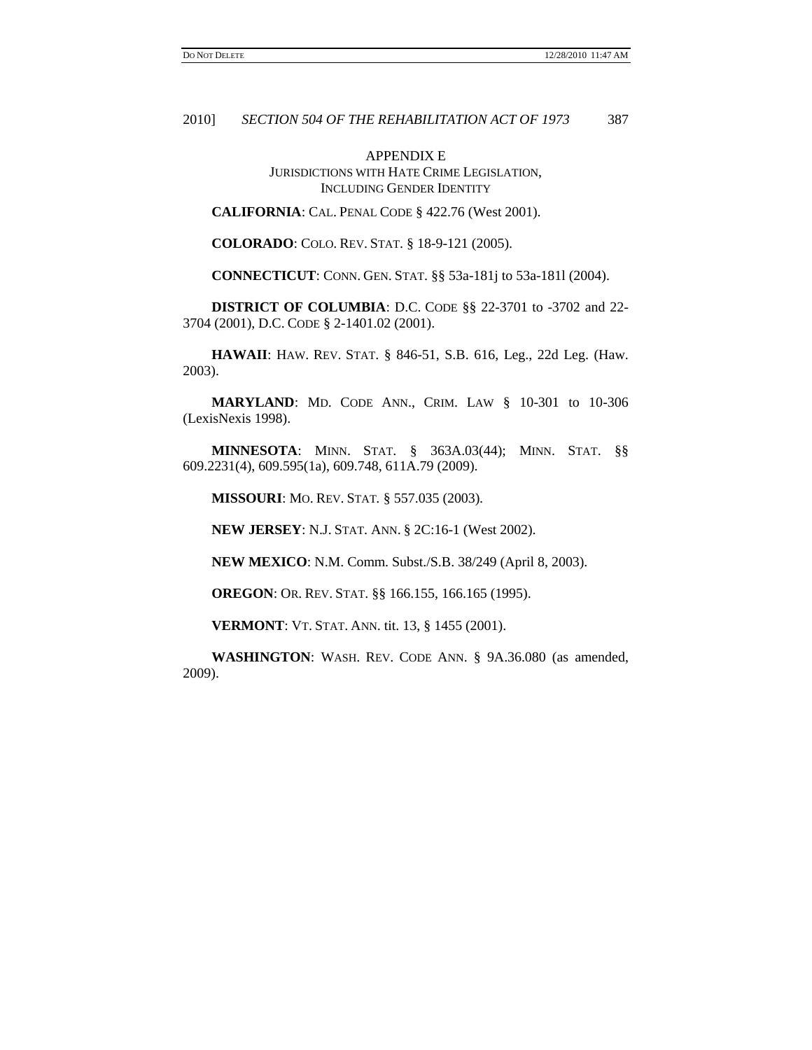## APPENDIX E

### JURISDICTIONS WITH HATE CRIME LEGISLATION, INCLUDING GENDER IDENTITY

**CALIFORNIA**: CAL. PENAL CODE § 422.76 (West 2001).

**COLORADO**: COLO. REV. STAT. § 18-9-121 (2005).

**CONNECTICUT**: CONN. GEN. STAT. §§ 53a-181j to 53a-181l (2004).

**DISTRICT OF COLUMBIA**: D.C. CODE §§ 22-3701 to -3702 and 22-3704 (2001), D.C. CODE § 2-1401.02 (2001).

**HAWAII**: HAW. REV. STAT. § 846-51, S.B. 616, Leg., 22d Leg. (Haw. 2003).

**MARYLAND**: MD. CODE ANN., CRIM. LAW § 10-301 to 10-306 (LexisNexis 1998).

**MINNESOTA**: MINN. STAT. § 363A.03(44); MINN. STAT. §§ 609.2231(4), 609.595(1a), 609.748, 611A.79 (2009).

**MISSOURI**: MO. REV. STAT. § 557.035 (2003).

**NEW JERSEY**: N.J. STAT. ANN. § 2C:16-1 (West 2002).

**NEW MEXICO**: N.M. Comm. Subst./S.B. 38/249 (April 8, 2003).

**OREGON**: OR. REV. STAT. §§ 166.155, 166.165 (1995).

**VERMONT**: VT. STAT. ANN. tit. 13, § 1455 (2001).

**WASHINGTON**: WASH. REV. CODE ANN. § 9A.36.080 (as amended, 2009).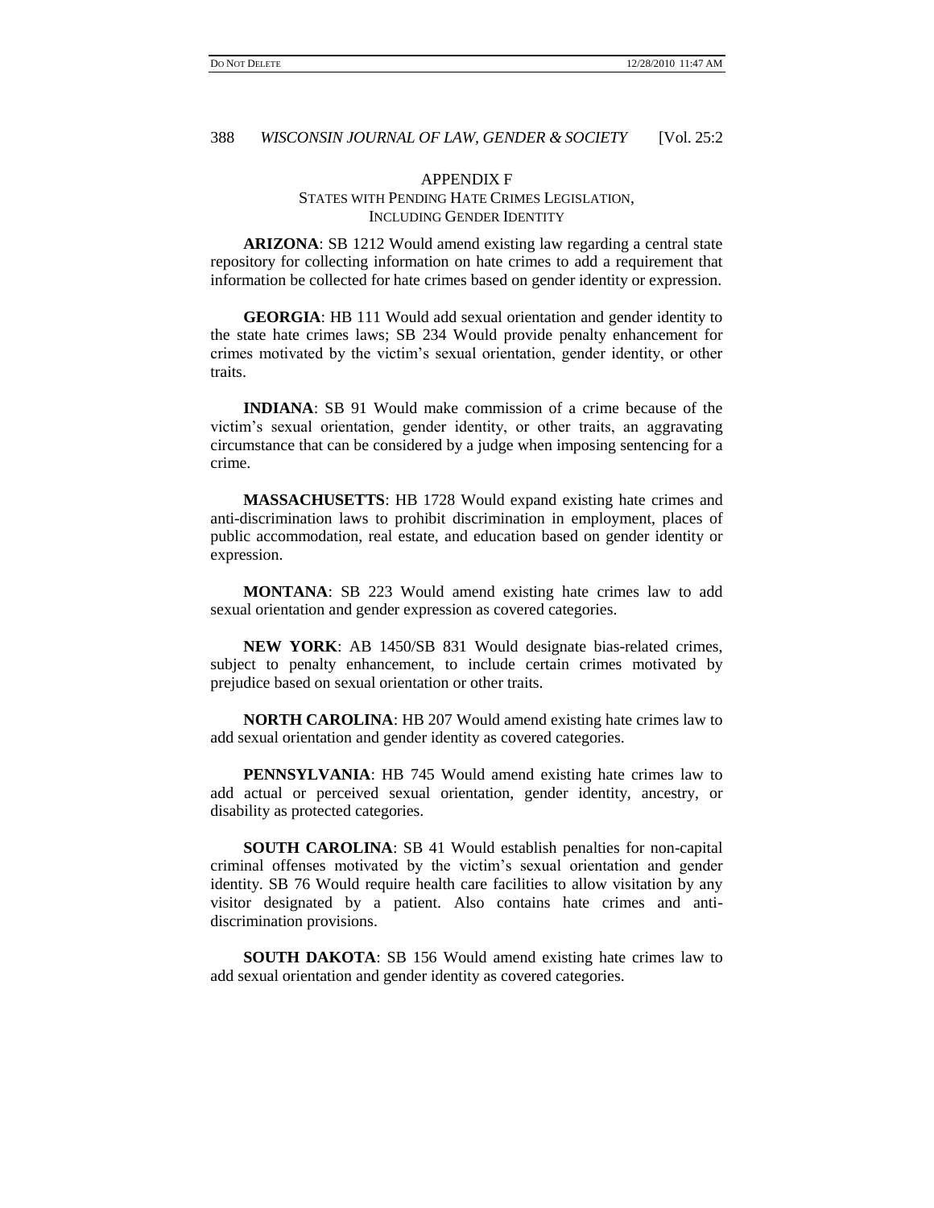## APPENDIX F

### STATES WITH PENDING HATE CRIMES LEGISLATION, INCLUDING GENDER IDENTITY

**ARIZONA**: SB 1212 Would amend existing law regarding a central state repository for collecting information on hate crimes to add a requirement that information be collected for hate crimes based on gender identity or expression.

**GEORGIA**: HB 111 Would add sexual orientation and gender identity to the state hate crimes laws; SB 234 Would provide penalty enhancement for crimes motivated by the victim's sexual orientation, gender identity, or other traits.

**INDIANA**: SB 91 Would make commission of a crime because of the victim's sexual orientation, gender identity, or other traits, an aggravating circumstance that can be considered by a judge when imposing sentencing for a crime.

**MASSACHUSETTS**: HB 1728 Would expand existing hate crimes and anti-discrimination laws to prohibit discrimination in employment, places of public accommodation, real estate, and education based on gender identity or expression.

**MONTANA**: SB 223 Would amend existing hate crimes law to add sexual orientation and gender expression as covered categories.

**NEW YORK**: AB 1450/SB 831 Would designate bias-related crimes, subject to penalty enhancement, to include certain crimes motivated by prejudice based on sexual orientation or other traits.

**NORTH CAROLINA**: HB 207 Would amend existing hate crimes law to add sexual orientation and gender identity as covered categories.

**PENNSYLVANIA**: HB 745 Would amend existing hate crimes law to add actual or perceived sexual orientation, gender identity, ancestry, or disability as protected categories.

**SOUTH CAROLINA**: SB 41 Would establish penalties for non-capital criminal offenses motivated by the victim's sexual orientation and gender identity. SB 76 Would require health care facilities to allow visitation by any visitor designated by a patient. Also contains hate crimes and anti-discrimination provisions.

**SOUTH DAKOTA**: SB 156 Would amend existing hate crimes law to add sexual orientation and gender identity as covered categories.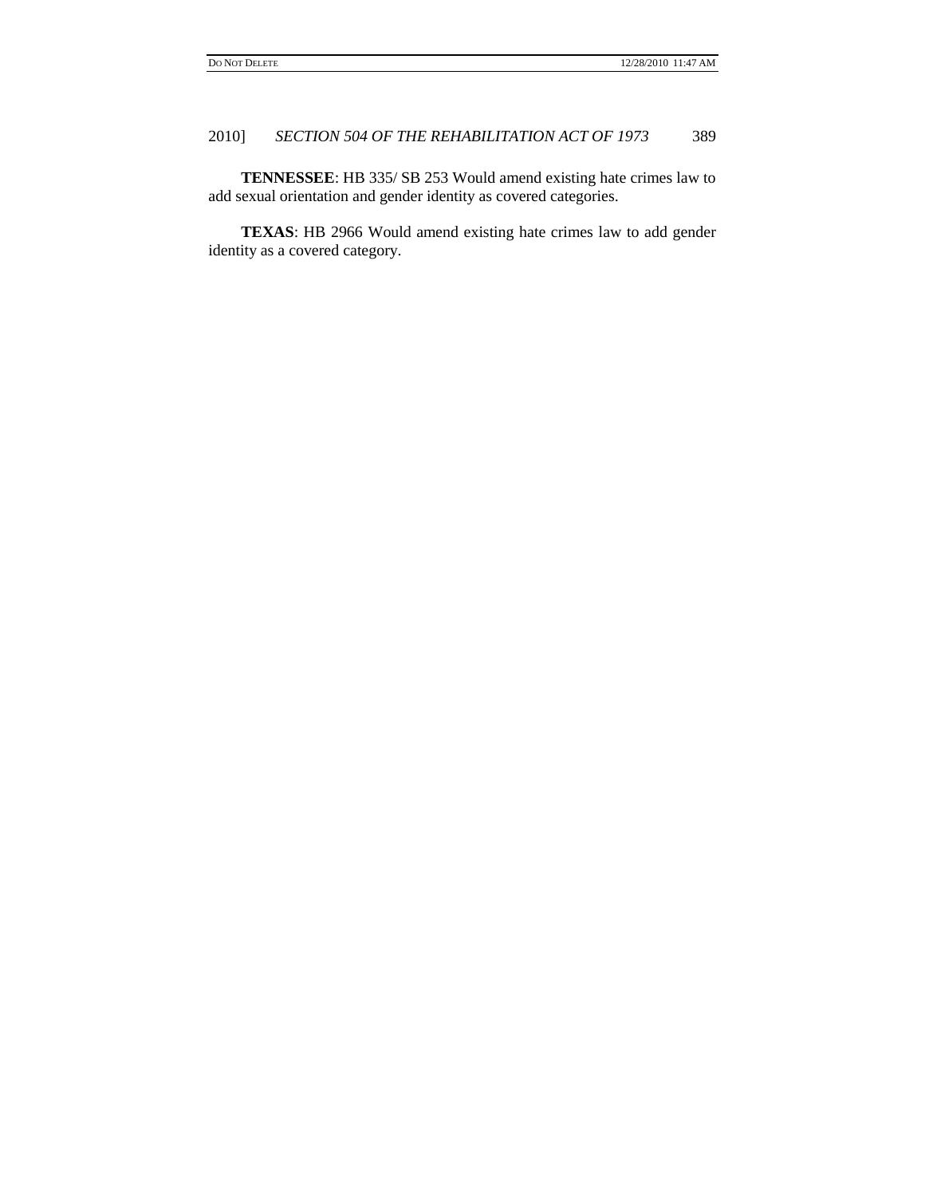**TENNESSEE**: HB 335/ SB 253 Would amend existing hate crimes law to add sexual orientation and gender identity as covered categories.

**TEXAS**: HB 2966 Would amend existing hate crimes law to add gender identity as a covered category.